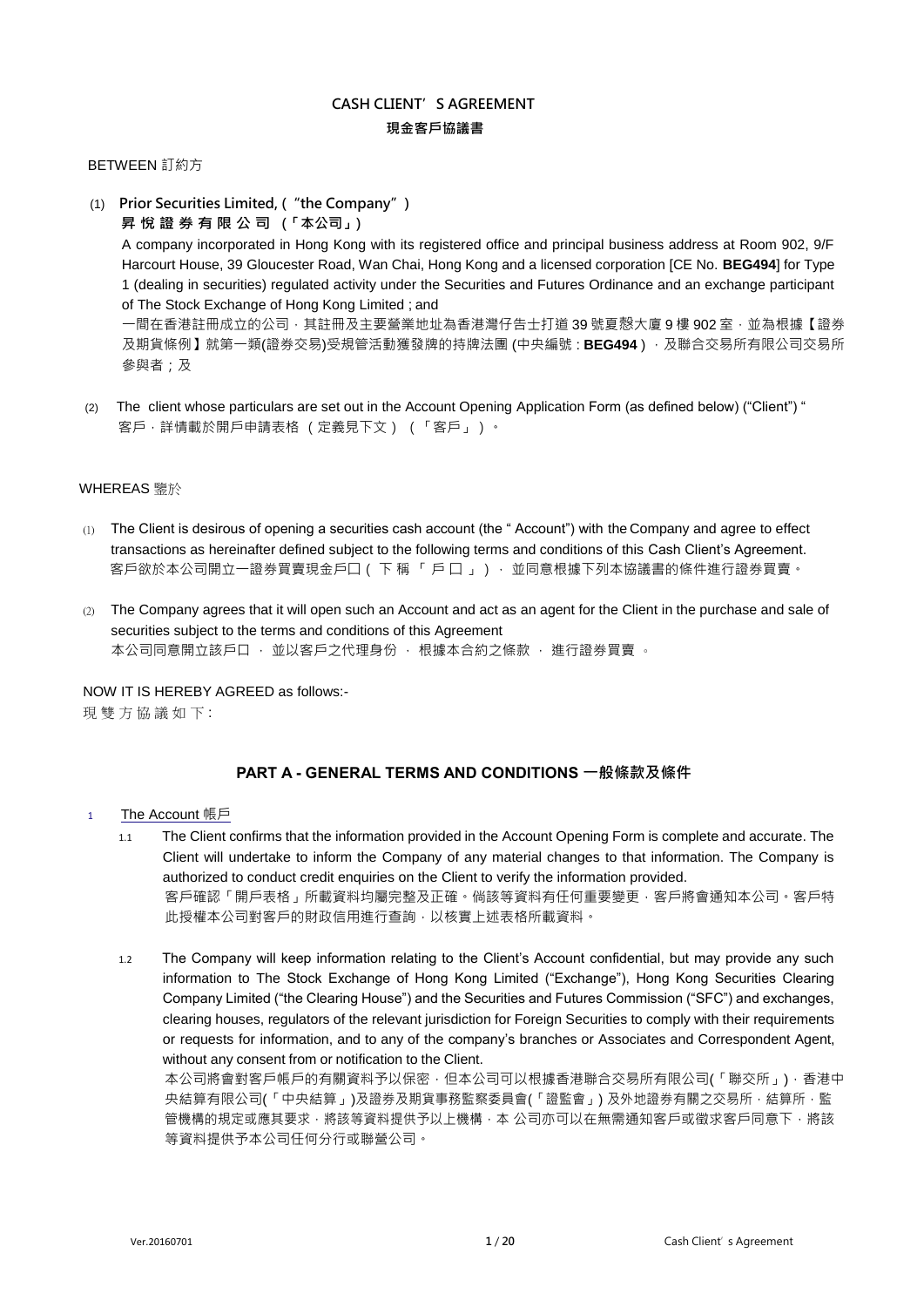# CASH CLIENT' S AGREEMENT
## 現金客戶協議書

BETWEEN 訂約方

(1) **Prior Securities Limited, ("the Company")**
**昇 悅 證 券 有 限 公 司 (「本公司」)**

A company incorporated in Hong Kong with its registered office and principal business address at Room 902, 9/F Harcourt House, 39 Gloucester Road, Wan Chai, Hong Kong and a licensed corporation [CE No. **BEG494**] for Type 1 (dealing in securities) regulated activity under the Securities and Futures Ordinance and an exchange participant of The Stock Exchange of Hong Kong Limited ; and

一間在香港註冊成立的公司，其註冊及主要營業地址為香港灣仔告士打道 39 號夏愨大廈 9 樓 902 室，並為根據【證券及期貨條例】就第一類(證券交易)受規管活動獲發牌的持牌法團 (中央編號 : **BEG494**)，及聯合交易所有限公司交易所參與者；及

(2) The client whose particulars are set out in the Account Opening Application Form (as defined below) ("Client") "
客戶，詳情載於開戶申請表格 (定義見下文) (「客戶」)。

WHEREAS 鑒於

(1) The Client is desirous of opening a securities cash account (the " Account") with the Company and agree to effect transactions as hereinafter defined subject to the following terms and conditions of this Cash Client's Agreement.
客戶欲於本公司開立一證券買賣現金戶口 ( 下 稱 「 戶 口 」 ) ， 並同意根據下列本協議書的條件進行證券買賣。

(2) The Company agrees that it will open such an Account and act as an agent for the Client in the purchase and sale of securities subject to the terms and conditions of this Agreement
本公司同意開立該戶口 ， 並以客戶之代理身份 ， 根據本合約之條款 ， 進行證券買賣 。

NOW IT IS HEREBY AGREED as follows:-
現 雙 方 協 議 如 下 :

## PART A - GENERAL TERMS AND CONDITIONS 一般條款及條件

1 The Account 帳戶

1.1 The Client confirms that the information provided in the Account Opening Form is complete and accurate. The Client will undertake to inform the Company of any material changes to that information. The Company is authorized to conduct credit enquiries on the Client to verify the information provided.
客戶確認「開戶表格」所載資料均屬完整及正確。倘該等資料有任何重要變更，客戶將會通知本公司。客戶特此授權本公司對客戶的財政信用進行查詢，以核實上述表格所載資料。

1.2 The Company will keep information relating to the Client's Account confidential, but may provide any such information to The Stock Exchange of Hong Kong Limited ("Exchange"), Hong Kong Securities Clearing Company Limited ("the Clearing House") and the Securities and Futures Commission ("SFC") and exchanges, clearing houses, regulators of the relevant jurisdiction for Foreign Securities to comply with their requirements or requests for information, and to any of the company's branches or Associates and Correspondent Agent, without any consent from or notification to the Client.
本公司將會對客戶帳戶的有關資料予以保密，但本公司可以根據香港聯合交易所有限公司(「聯交所」)，香港中央結算有限公司(「中央結算」)及證券及期貨事務監察委員會(「證監會」) 及外地證券有關之交易所，結算所，監管機構的規定或應其要求，將該等資料提供予以上機構，本 公司亦可以在無需通知客戶或徵求客戶同意下，將該等資料提供予本公司任何分行或聯營公司。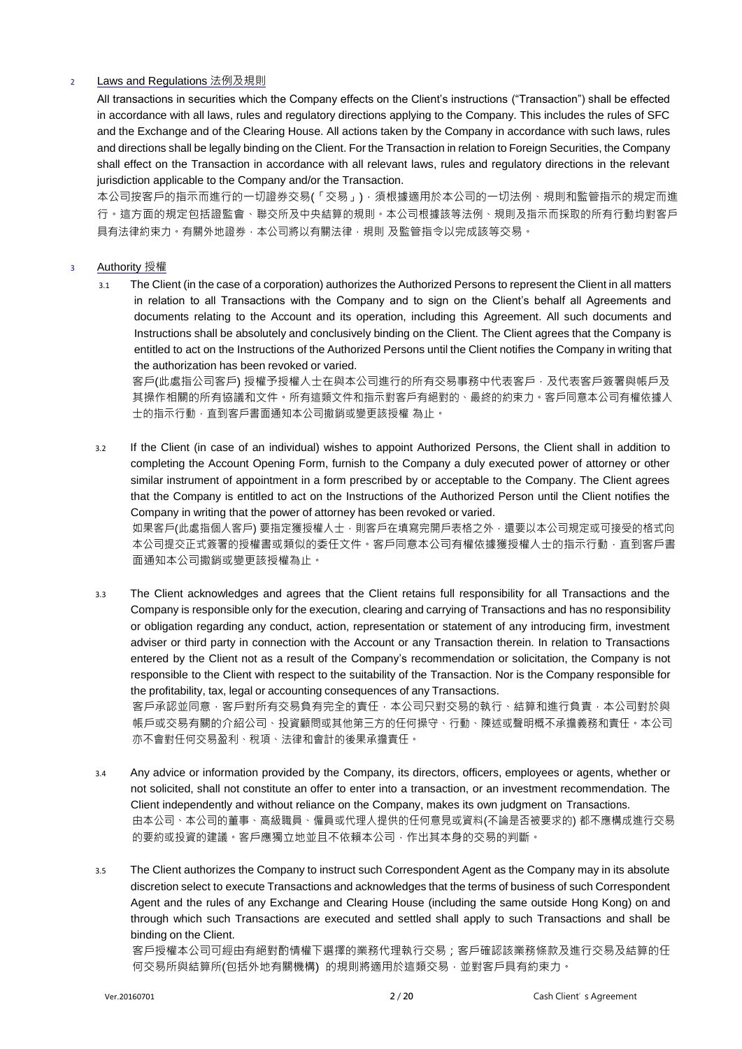## 2 Laws and Regulations 法例及規則

All transactions in securities which the Company effects on the Client's instructions ("Transaction") shall be effected in accordance with all laws, rules and regulatory directions applying to the Company. This includes the rules of SFC and the Exchange and of the Clearing House. All actions taken by the Company in accordance with such laws, rules and directions shall be legally binding on the Client. For the Transaction in relation to Foreign Securities, the Company shall effect on the Transaction in accordance with all relevant laws, rules and regulatory directions in the relevant jurisdiction applicable to the Company and/or the Transaction.

本公司按客戶的指示而進行的一切證券交易(「交易」)，須根據適用於本公司的一切法例、規則和監管指示的規定而進行。這方面的規定包括證監會、聯交所及中央結算的規則。本公司根據該等法例、規則及指示而採取的所有行動均對客戶具有法律約束力。有關外地證券，本公司將以有關法律，規則 及監管指令以完成該等交易。

## 3 Authority 授權

3.1 The Client (in the case of a corporation) authorizes the Authorized Persons to represent the Client in all matters in relation to all Transactions with the Company and to sign on the Client's behalf all Agreements and documents relating to the Account and its operation, including this Agreement. All such documents and Instructions shall be absolutely and conclusively binding on the Client. The Client agrees that the Company is entitled to act on the Instructions of the Authorized Persons until the Client notifies the Company in writing that the authorization has been revoked or varied.

客戶(此處指公司客戶) 授權予授權人士在與本公司進行的所有交易事務中代表客戶，及代表客戶簽署與帳戶及其操作相關的所有協議和文件。所有這類文件和指示對客戶有絕對的、最終的約束力。客戶同意本公司有權依據人士的指示行動，直到客戶書面通知本公司撤銷或變更該授權 為止。

3.2 If the Client (in case of an individual) wishes to appoint Authorized Persons, the Client shall in addition to completing the Account Opening Form, furnish to the Company a duly executed power of attorney or other similar instrument of appointment in a form prescribed by or acceptable to the Company. The Client agrees that the Company is entitled to act on the Instructions of the Authorized Person until the Client notifies the Company in writing that the power of attorney has been revoked or varied.

如果客戶(此處指個人客戶) 要指定獲授權人士，則客戶在填寫完開戶表格之外，還要以本公司規定或可接受的格式向本公司提交正式簽署的授權書或類似的委任文件。客戶同意本公司有權依據獲授權人士的指示行動，直到客戶書面通知本公司撤銷或變更該授權為止。

3.3 The Client acknowledges and agrees that the Client retains full responsibility for all Transactions and the Company is responsible only for the execution, clearing and carrying of Transactions and has no responsibility or obligation regarding any conduct, action, representation or statement of any introducing firm, investment adviser or third party in connection with the Account or any Transaction therein. In relation to Transactions entered by the Client not as a result of the Company's recommendation or solicitation, the Company is not responsible to the Client with respect to the suitability of the Transaction. Nor is the Company responsible for the profitability, tax, legal or accounting consequences of any Transactions.

客戶承認並同意，客戶對所有交易負有完全的責任，本公司只對交易的執行、結算和進行負責，本公司對於與帳戶或交易有關的介紹公司、投資顧問或其他第三方的任何操守、行動、陳述或聲明概不承擔義務和責任。本公司亦不會對任何交易盈利、稅項、法律和會計的後果承擔責任。

3.4 Any advice or information provided by the Company, its directors, officers, employees or agents, whether or not solicited, shall not constitute an offer to enter into a transaction, or an investment recommendation. The Client independently and without reliance on the Company, makes its own judgment on Transactions.

由本公司、本公司的董事、高級職員、僱員或代理人提供的任何意見或資料(不論是否被要求的) 都不應構成進行交易的要約或投資的建議。客戶應獨立地並且不依賴本公司，作出其本身的交易的判斷。

3.5 The Client authorizes the Company to instruct such Correspondent Agent as the Company may in its absolute discretion select to execute Transactions and acknowledges that the terms of business of such Correspondent Agent and the rules of any Exchange and Clearing House (including the same outside Hong Kong) on and through which such Transactions are executed and settled shall apply to such Transactions and shall be binding on the Client.

客戶授權本公司可經由有絕對酌情權下選擇的業務代理執行交易；客戶確認該業務條款及進行交易及結算的任何交易所與結算所(包括外地有關機構) 的規則將適用於這類交易，並對客戶具有約束力。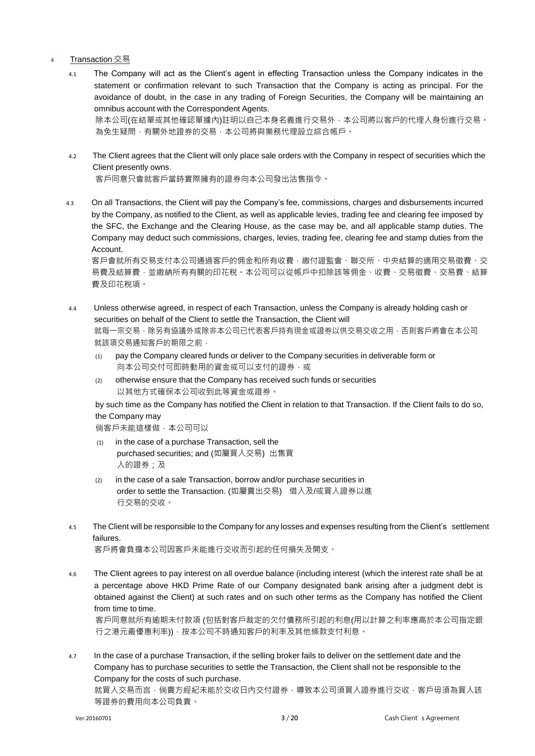## 4 Transaction 交易

4.1 The Company will act as the Client's agent in effecting Transaction unless the Company indicates in the statement or confirmation relevant to such Transaction that the Company is acting as principal. For the avoidance of doubt, in the case in any trading of Foreign Securities, the Company will be maintaining an omnibus account with the Correspondent Agents.
除本公司(在結單或其他確認單據內)註明以自己本身名義進行交易外，本公司將以客戶的代理人身份進行交易。為免生疑問，有關外地證券的交易，本公司將與業務代理設立綜合帳戶。

4.2 The Client agrees that the Client will only place sale orders with the Company in respect of securities which the Client presently owns.
客戶同意只會就客戶當時實際擁有的證券向本公司發出沽售指令。

4.3 On all Transactions, the Client will pay the Company's fee, commissions, charges and disbursements incurred by the Company, as notified to the Client, as well as applicable levies, trading fee and clearing fee imposed by the SFC, the Exchange and the Clearing House, as the case may be, and all applicable stamp duties. The Company may deduct such commissions, charges, levies, trading fee, clearing fee and stamp duties from the Account.
客戶會就所有交易支付本公司通過客戶的佣金和所有收費，繳付證監會、聯交所、中央結算的適用交易徵費、交易費及結算費，並繳納所有有關的印花稅。本公司可以從帳戶中扣除該等佣金、收費、交易徵費、交易費、結算費及印花稅項。

4.4 Unless otherwise agreed, in respect of each Transaction, unless the Company is already holding cash or securities on behalf of the Client to settle the Transaction, the Client will
就每一宗交易，除另有協議外或除非本公司已代表客戶持有現金或證券以供交易交收之用，否則客戶將會在本公司就該項交易通知客戶的期限之前，

(1) pay the Company cleared funds or deliver to the Company securities in deliverable form or
向本公司交付可即時動用的資金或可以支付的證券，或

(2) otherwise ensure that the Company has received such funds or securities
以其他方式確保本公司收到此等資金或證券。

by such time as the Company has notified the Client in relation to that Transaction. If the Client fails to do so, the Company may
倘客戶未能這樣做，本公司可以

(1) in the case of a purchase Transaction, sell the purchased securities; and (如屬買入交易) 出售買入的證券；及

(2) in the case of a sale Transaction, borrow and/or purchase securities in order to settle the Transaction. (如屬賣出交易) 借入及/或買入證券以進行交易的交收。

4.5 The Client will be responsible to the Company for any losses and expenses resulting from the Client's settlement failures.
客戶將會負擔本公司因客戶未能進行交收而引起的任何損失及開支。

4.6 The Client agrees to pay interest on all overdue balance (including interest (which the interest rate shall be at a percentage above HKD Prime Rate of our Company designated bank arising after a judgment debt is obtained against the Client) at such rates and on such other terms as the Company has notified the Client from time to time.
客戶同意就所有逾期未付款項 (包括對客戶裁定的欠付債務所引起的利息(用以計算之利率應高於本公司指定銀行之港元最優惠利率))，按本公司不時通知客戶的利率及其他條款支付利息。

4.7 In the case of a purchase Transaction, if the selling broker fails to deliver on the settlement date and the Company has to purchase securities to settle the Transaction, the Client shall not be responsible to the Company for the costs of such purchase.
就買入交易而言，倘賣方經紀未能於交收日內交付證券，導致本公司須買入證券進行交收，客戶毋須為買入該等證券的費用向本公司負責。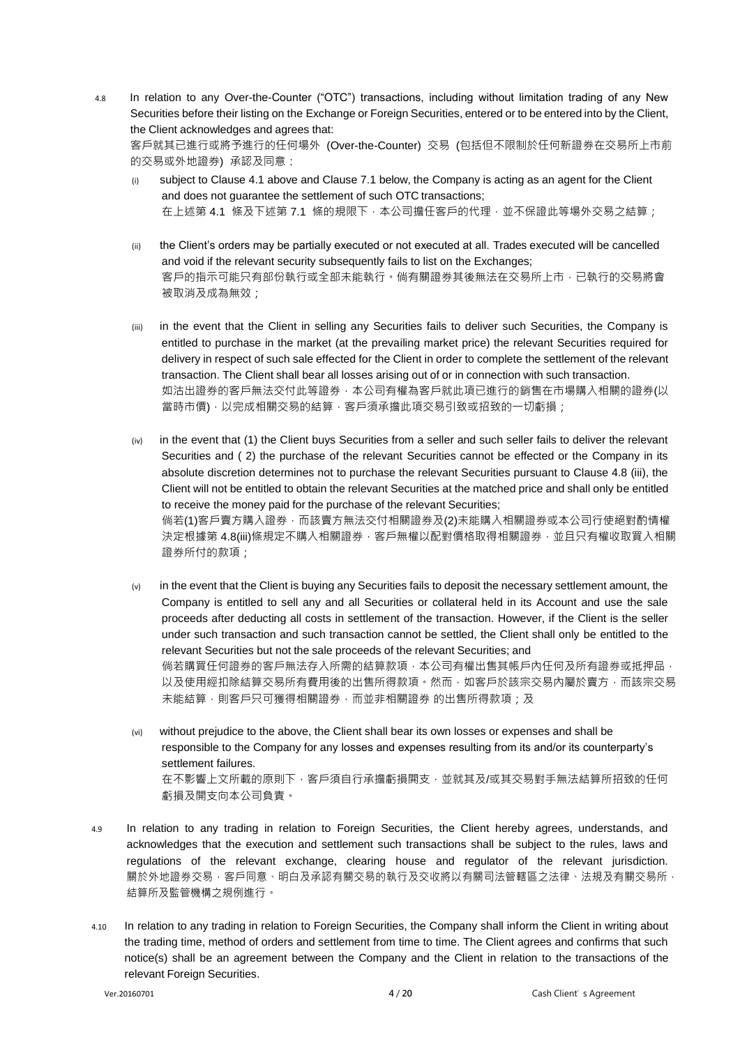4.8 In relation to any Over-the-Counter ("OTC") transactions, including without limitation trading of any New Securities before their listing on the Exchange or Foreign Securities, entered or to be entered into by the Client, the Client acknowledges and agrees that:
客戶就其已進行或將予進行的任何場外 (Over-the-Counter) 交易 (包括但不限制於任何新證券在交易所上市前的交易或外地證券) 承認及同意：

(i) subject to Clause 4.1 above and Clause 7.1 below, the Company is acting as an agent for the Client and does not guarantee the settlement of such OTC transactions;
在上述第 4.1 條及下述第 7.1 條的規限下，本公司擔任客戶的代理，並不保證此等場外交易之結算；

(ii) the Client's orders may be partially executed or not executed at all. Trades executed will be cancelled and void if the relevant security subsequently fails to list on the Exchanges;
客戶的指示可能只有部份執行或全部未能執行。倘有關證券其後無法在交易所上市，已執行的交易將會被取消及成為無效；

(iii) in the event that the Client in selling any Securities fails to deliver such Securities, the Company is entitled to purchase in the market (at the prevailing market price) the relevant Securities required for delivery in respect of such sale effected for the Client in order to complete the settlement of the relevant transaction. The Client shall bear all losses arising out of or in connection with such transaction.
如沽出證券的客戶無法交付此等證券，本公司有權為客戶就此項已進行的銷售在市場購入相關的證券(以當時市價)，以完成相關交易的結算，客戶須承擔此項交易引致或招致的一切虧損；

(iv) in the event that (1) the Client buys Securities from a seller and such seller fails to deliver the relevant Securities and ( 2) the purchase of the relevant Securities cannot be effected or the Company in its absolute discretion determines not to purchase the relevant Securities pursuant to Clause 4.8 (iii), the Client will not be entitled to obtain the relevant Securities at the matched price and shall only be entitled to receive the money paid for the purchase of the relevant Securities;
倘若(1)客戶賣方購入證券，而該賣方無法交付相關證券及(2)未能購入相關證券或本公司行使絕對酌情權決定根據第 4.8(iii)條規定不購入相關證券，客戶無權以配對價格取得相關證券，並且只有權收取買入相關證券所付的款項；

(v) in the event that the Client is buying any Securities fails to deposit the necessary settlement amount, the Company is entitled to sell any and all Securities or collateral held in its Account and use the sale proceeds after deducting all costs in settlement of the transaction. However, if the Client is the seller under such transaction and such transaction cannot be settled, the Client shall only be entitled to the relevant Securities but not the sale proceeds of the relevant Securities; and
倘若購買任何證券的客戶無法存入所需的結算款項，本公司有權出售其帳戶內任何及所有證券或抵押品，以及使用經扣除結算交易所有費用後的出售所得款項。然而，如客戶於該宗交易內屬於賣方，而該宗交易未能結算，則客戶只可獲得相關證券，而並非相關證券 的出售所得款項；及

(vi) without prejudice to the above, the Client shall bear its own losses or expenses and shall be responsible to the Company for any losses and expenses resulting from its and/or its counterparty's settlement failures.
在不影響上文所載的原則下，客戶須自行承擔虧損開支，並就其及/或其交易對手無法結算所招致的任何虧損及開支向本公司負責。

4.9 In relation to any trading in relation to Foreign Securities, the Client hereby agrees, understands, and acknowledges that the execution and settlement such transactions shall be subject to the rules, laws and regulations of the relevant exchange, clearing house and regulator of the relevant jurisdiction.
關於外地證券交易，客戶同意、明白及承認有關交易的執行及交收將以有關司法管轄區之法律、法規及有關交易所，結算所及監管機構之規例進行。

4.10 In relation to any trading in relation to Foreign Securities, the Company shall inform the Client in writing about the trading time, method of orders and settlement from time to time. The Client agrees and confirms that such notice(s) shall be an agreement between the Company and the Client in relation to the transactions of the relevant Foreign Securities.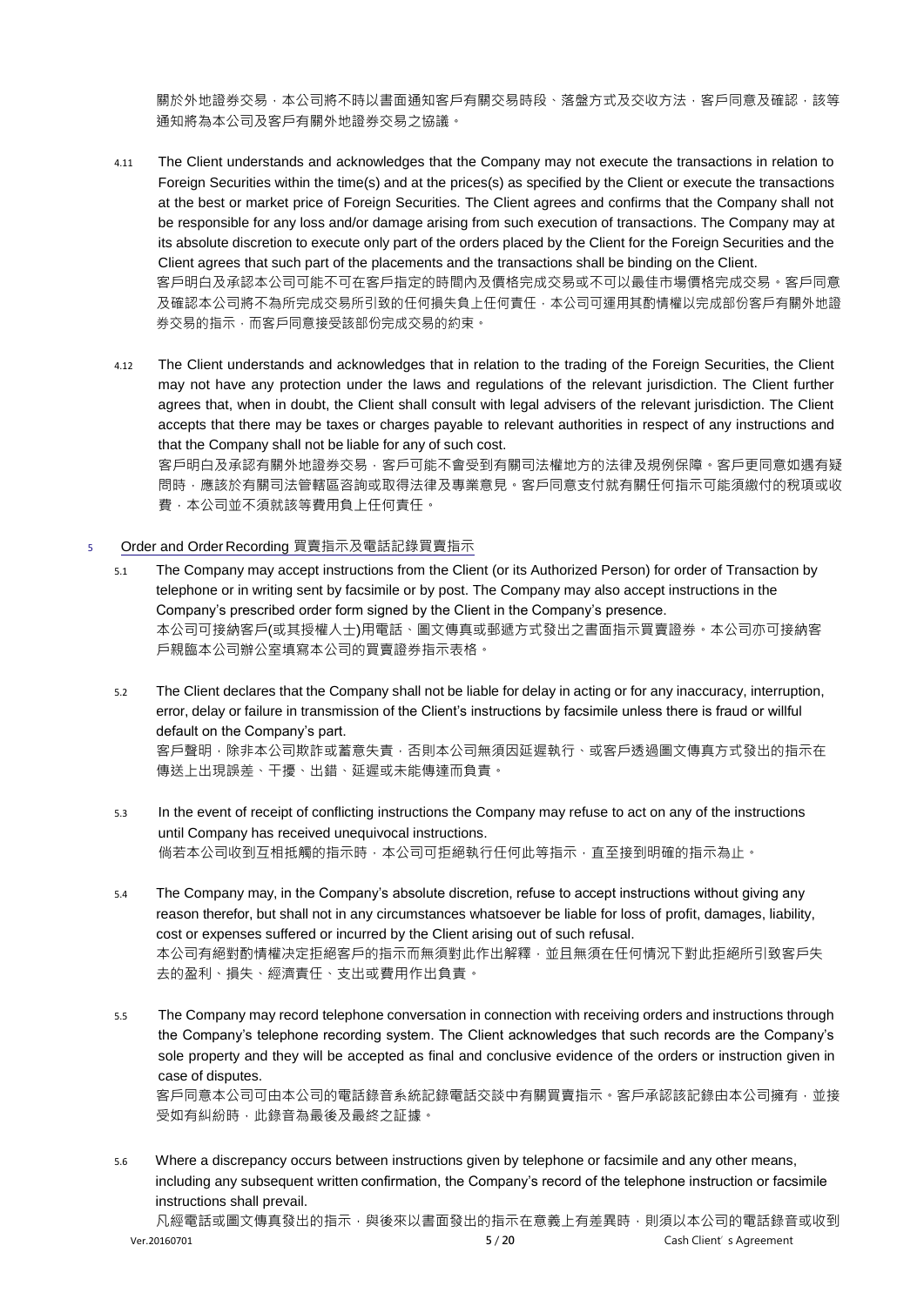關於外地證券交易，本公司將不時以書面通知客戶有關交易時段、落盤方式及交收方法，客戶同意及確認，該等通知將為本公司及客戶有關外地證券交易之協議。

4.11 The Client understands and acknowledges that the Company may not execute the transactions in relation to Foreign Securities within the time(s) and at the prices(s) as specified by the Client or execute the transactions at the best or market price of Foreign Securities. The Client agrees and confirms that the Company shall not be responsible for any loss and/or damage arising from such execution of transactions. The Company may at its absolute discretion to execute only part of the orders placed by the Client for the Foreign Securities and the Client agrees that such part of the placements and the transactions shall be binding on the Client.
客戶明白及承認本公司可能不可在客戶指定的時間內及價格完成交易或不可以最佳市場價格完成交易。客戶同意及確認本公司將不為所完成交易所引致的任何損失負上任何責任，本公司可運用其酌情權以完成部份客戶有關外地證券交易的指示，而客戶同意接受該部份完成交易的約束。

4.12 The Client understands and acknowledges that in relation to the trading of the Foreign Securities, the Client may not have any protection under the laws and regulations of the relevant jurisdiction. The Client further agrees that, when in doubt, the Client shall consult with legal advisers of the relevant jurisdiction. The Client accepts that there may be taxes or charges payable to relevant authorities in respect of any instructions and that the Company shall not be liable for any of such cost.
客戶明白及承認有關外地證券交易，客戶可能不會受到有關司法權地方的法律及規例保障。客戶更同意如遇有疑問時，應該於有關司法管轄區咨詢或取得法律及專業意見。客戶同意支付就有關任何指示可能須繳付的稅項或收費，本公司並不須就該等費用負上任何責任。

## 5 Order and Order Recording 買賣指示及電話記錄買賣指示

5.1 The Company may accept instructions from the Client (or its Authorized Person) for order of Transaction by telephone or in writing sent by facsimile or by post. The Company may also accept instructions in the Company's prescribed order form signed by the Client in the Company's presence.
本公司可接納客戶(或其授權人士)用電話、圖文傳真或郵遞方式發出之書面指示買賣證券。本公司亦可接納客戶親臨本公司辦公室填寫本公司的買賣證券指示表格。

5.2 The Client declares that the Company shall not be liable for delay in acting or for any inaccuracy, interruption, error, delay or failure in transmission of the Client's instructions by facsimile unless there is fraud or willful default on the Company's part.
客戶聲明，除非本公司欺詐或蓄意失責，否則本公司無須因延遲執行、或客戶透過圖文傳真方式發出的指示在傳送上出現誤差、干擾、出錯、延遲或未能傳達而負責。

5.3 In the event of receipt of conflicting instructions the Company may refuse to act on any of the instructions until Company has received unequivocal instructions.
倘若本公司收到互相抵觸的指示時，本公司可拒絕執行任何此等指示，直至接到明確的指示為止。

5.4 The Company may, in the Company's absolute discretion, refuse to accept instructions without giving any reason therefor, but shall not in any circumstances whatsoever be liable for loss of profit, damages, liability, cost or expenses suffered or incurred by the Client arising out of such refusal.
本公司有絕對酌情權決定拒絕客戶的指示而無須對此作出解釋，並且無須在任何情況下對此拒絕所引致客戶失去的盈利、損失、經濟責任、支出或費用作出負責。

5.5 The Company may record telephone conversation in connection with receiving orders and instructions through the Company's telephone recording system. The Client acknowledges that such records are the Company's sole property and they will be accepted as final and conclusive evidence of the orders or instruction given in case of disputes.
客戶同意本公司可由本公司的電話錄音系統記錄電話交談中有關買賣指示。客戶承認該記錄由本公司擁有，並接受如有糾紛時，此錄音為最後及最終之証據。

5.6 Where a discrepancy occurs between instructions given by telephone or facsimile and any other means, including any subsequent written confirmation, the Company's record of the telephone instruction or facsimile instructions shall prevail.
凡經電話或圖文傳真發出的指示，與後來以書面發出的指示在意義上有差異時，則須以本公司的電話錄音或收到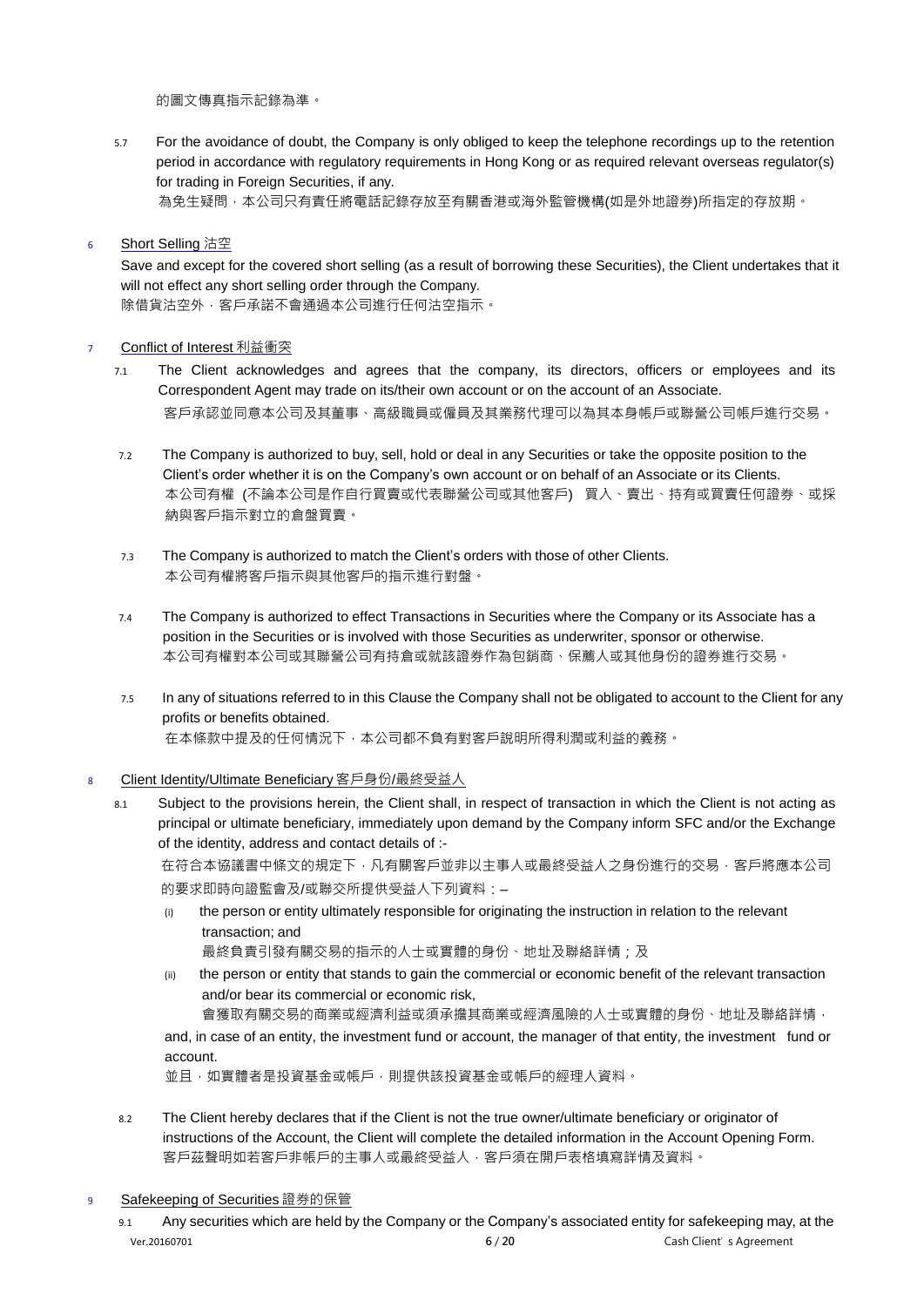的圖文傳真指示記錄為準。

5.7 For the avoidance of doubt, the Company is only obliged to keep the telephone recordings up to the retention period in accordance with regulatory requirements in Hong Kong or as required relevant overseas regulator(s) for trading in Foreign Securities, if any.
為免生疑問，本公司只有責任將電話記錄存放至有關香港或海外監管機構(如是外地證券)所指定的存放期。

## 6 Short Selling 沽空

Save and except for the covered short selling (as a result of borrowing these Securities), the Client undertakes that it will not effect any short selling order through the Company.
除借貨沽空外，客戶承諾不會通過本公司進行任何沽空指示。

## 7 Conflict of Interest 利益衝突

7.1 The Client acknowledges and agrees that the company, its directors, officers or employees and its Correspondent Agent may trade on its/their own account or on the account of an Associate.
客戶承認並同意本公司及其董事、高級職員或僱員及其業務代理可以為其本身帳戶或聯營公司帳戶進行交易。

7.2 The Company is authorized to buy, sell, hold or deal in any Securities or take the opposite position to the Client's order whether it is on the Company's own account or on behalf of an Associate or its Clients.
本公司有權 (不論本公司是作自行買賣或代表聯營公司或其他客戶) 買入、賣出、持有或買賣任何證券、或採納與客戶指示對立的倉盤買賣。

7.3 The Company is authorized to match the Client's orders with those of other Clients.
本公司有權將客戶指示與其他客戶的指示進行對盤。

7.4 The Company is authorized to effect Transactions in Securities where the Company or its Associate has a position in the Securities or is involved with those Securities as underwriter, sponsor or otherwise.
本公司有權對本公司或其聯營公司有持倉或就該證券作為包銷商、保薦人或其他身份的證券進行交易。

7.5 In any of situations referred to in this Clause the Company shall not be obligated to account to the Client for any profits or benefits obtained.
在本條款中提及的任何情況下，本公司都不負有對客戶說明所得利潤或利益的義務。

## 8 Client Identity/Ultimate Beneficiary 客戶身份/最終受益人

8.1 Subject to the provisions herein, the Client shall, in respect of transaction in which the Client is not acting as principal or ultimate beneficiary, immediately upon demand by the Company inform SFC and/or the Exchange of the identity, address and contact details of :-
在符合本協議書中條文的規定下，凡有關客戶並非以主事人或最終受益人之身份進行的交易，客戶將應本公司的要求即時向證監會及/或聯交所提供受益人下列資料：–

(i) the person or entity ultimately responsible for originating the instruction in relation to the relevant transaction; and
最終負責引發有關交易的指示的人士或實體的身份、地址及聯絡詳情；及

(ii) the person or entity that stands to gain the commercial or economic benefit of the relevant transaction and/or bear its commercial or economic risk,
會獲取有關交易的商業或經濟利益或須承擔其商業或經濟風險的人士或實體的身份、地址及聯絡詳情，

and, in case of an entity, the investment fund or account, the manager of that entity, the investment fund or account.
並且，如實體者是投資基金或帳戶，則提供該投資基金或帳戶的經理人資料。

8.2 The Client hereby declares that if the Client is not the true owner/ultimate beneficiary or originator of instructions of the Account, the Client will complete the detailed information in the Account Opening Form.
客戶茲聲明如若客戶非帳戶的主事人或最終受益人，客戶須在開戶表格填寫詳情及資料。

## 9 Safekeeping of Securities 證券的保管

9.1 Any securities which are held by the Company or the Company's associated entity for safekeeping may, at the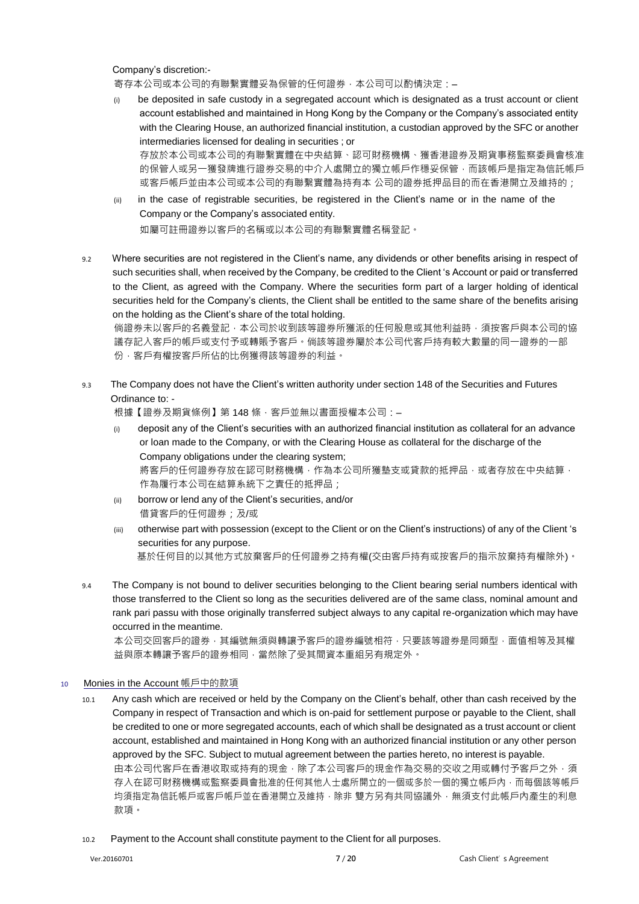Company's discretion:-

寄存本公司或本公司的有聯繫實體妥為保管的任何證券，本公司可以酌情決定：–

(i) be deposited in safe custody in a segregated account which is designated as a trust account or client account established and maintained in Hong Kong by the Company or the Company's associated entity with the Clearing House, an authorized financial institution, a custodian approved by the SFC or another intermediaries licensed for dealing in securities ; or

存放於本公司或本公司的有聯繫實體在中央結算、認可財務機構、獲香港證券及期貨事務監察委員會核准的保管人或另一獲發牌進行證券交易的中介人處開立的獨立帳戶作穩妥保管，而該帳戶是指定為信託帳戶或客戶帳戶並由本公司或本公司的有聯繫實體為持有本 公司的證券抵押品目的而在香港開立及維持的；

(ii) in the case of registrable securities, be registered in the Client's name or in the name of the Company or the Company's associated entity.

如屬可註冊證券以客戶的名稱或以本公司的有聯繫實體名稱登記。

9.2 Where securities are not registered in the Client's name, any dividends or other benefits arising in respect of such securities shall, when received by the Company, be credited to the Client 's Account or paid or transferred to the Client, as agreed with the Company. Where the securities form part of a larger holding of identical securities held for the Company's clients, the Client shall be entitled to the same share of the benefits arising on the holding as the Client's share of the total holding.

倘證券未以客戶的名義登記，本公司於收到該等證券所獲派的任何股息或其他利益時，須按客戶與本公司的協議存記入客戶的帳戶或支付予或轉賬予客戶。倘該等證券屬於本公司代客戶持有較大數量的同一證券的一部份，客戶有權按客戶所佔的比例獲得該等證券的利益。

9.3 The Company does not have the Client's written authority under section 148 of the Securities and Futures Ordinance to: -

根據【證券及期貨條例】第 148 條，客戶並無以書面授權本公司：–

(i) deposit any of the Client's securities with an authorized financial institution as collateral for an advance or loan made to the Company, or with the Clearing House as collateral for the discharge of the Company obligations under the clearing system;

將客戶的任何證券存放在認可財務機構，作為本公司所獲墊支或貸款的抵押品，或者存放在中央結算，作為履行本公司在結算系統下之責任的抵押品；

(ii) borrow or lend any of the Client's securities, and/or

借貸客戶的任何證券；及/或

(iii) otherwise part with possession (except to the Client or on the Client's instructions) of any of the Client 's securities for any purpose.

基於任何目的以其他方式放棄客戶的任何證券之持有權(交由客戶持有或按客戶的指示放棄持有權除外)。

9.4 The Company is not bound to deliver securities belonging to the Client bearing serial numbers identical with those transferred to the Client so long as the securities delivered are of the same class, nominal amount and rank pari passu with those originally transferred subject always to any capital re-organization which may have occurred in the meantime.

本公司交回客戶的證券，其編號無須與轉讓予客戶的證券編號相符，只要該等證券是同類型，面值相等及其權益與原本轉讓予客戶的證券相同，當然除了受其間資本重組另有規定外。

## 10 Monies in the Account 帳戶中的款項

10.1 Any cash which are received or held by the Company on the Client's behalf, other than cash received by the Company in respect of Transaction and which is on-paid for settlement purpose or payable to the Client, shall be credited to one or more segregated accounts, each of which shall be designated as a trust account or client account, established and maintained in Hong Kong with an authorized financial institution or any other person approved by the SFC. Subject to mutual agreement between the parties hereto, no interest is payable.

由本公司代客戶在香港收取或持有的現金，除了本公司客戶的現金作為交易的交收之用或轉付予客戶之外，須存入在認可財務機構或監察委員會批准的任何其他人士處所開立的一個或多於一個的獨立帳戶內，而每個該等帳戶均須指定為信託帳戶或客戶帳戶並在香港開立及維持，除非 雙方另有共同協議外，無須支付此帳戶內產生的利息款項。

10.2 Payment to the Account shall constitute payment to the Client for all purposes.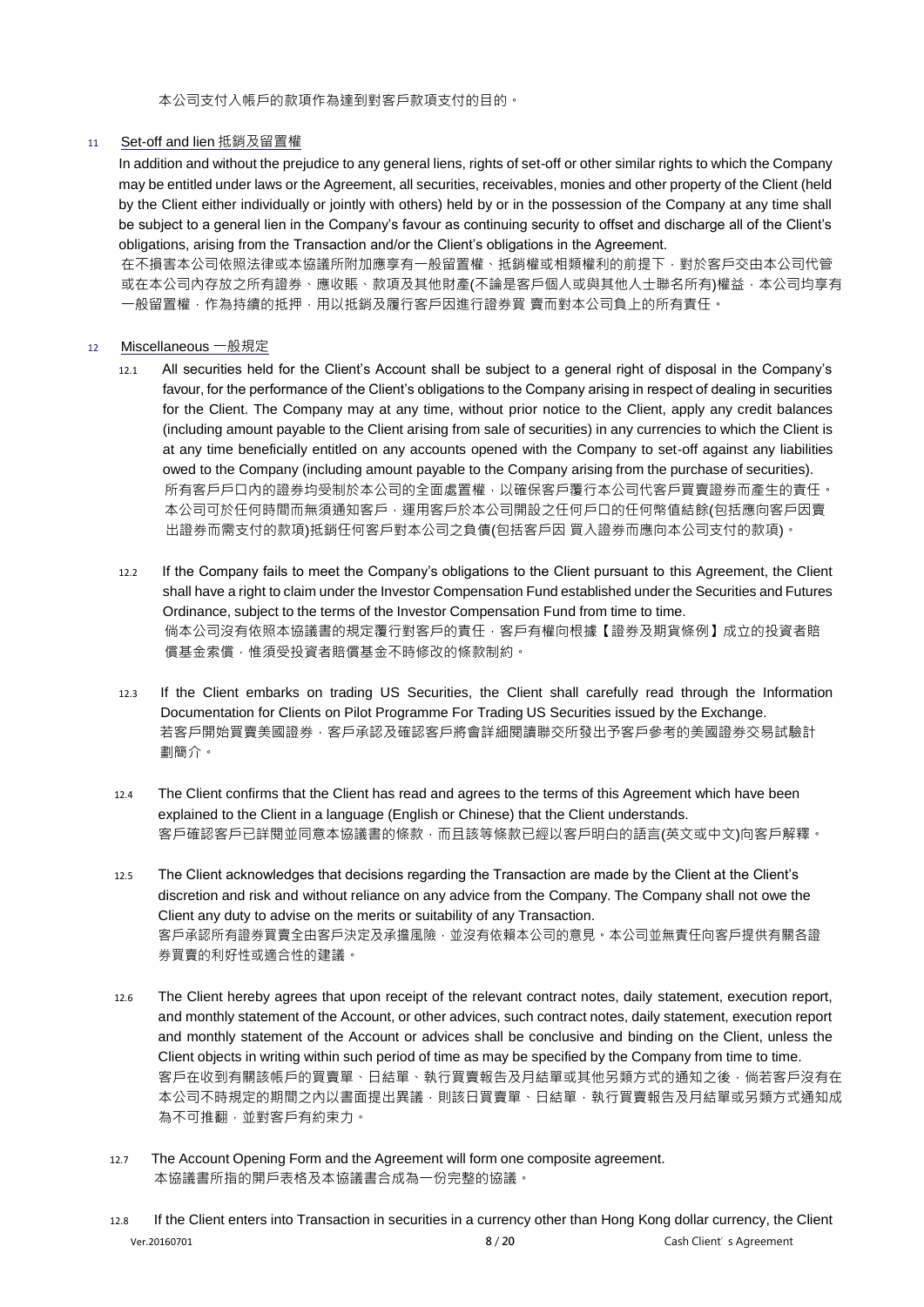本公司支付入帳戶的款項作為達到對客戶款項支付的目的。

## 11 Set-off and lien 抵銷及留置權

In addition and without the prejudice to any general liens, rights of set-off or other similar rights to which the Company may be entitled under laws or the Agreement, all securities, receivables, monies and other property of the Client (held by the Client either individually or jointly with others) held by or in the possession of the Company at any time shall be subject to a general lien in the Company's favour as continuing security to offset and discharge all of the Client's obligations, arising from the Transaction and/or the Client's obligations in the Agreement.

在不損害本公司依照法律或本協議所附加應享有一般留置權、抵銷權或相類權利的前提下，對於客戶交由本公司代管或在本公司內存放之所有證券、應收賬、款項及其他財產(不論是客戶個人或與其他人士聯名所有)權益，本公司均享有一般留置權，作為持續的抵押，用以抵銷及履行客戶因進行證券買 賣而對本公司負上的所有責任。

## 12 Miscellaneous 一般規定

12.1 All securities held for the Client's Account shall be subject to a general right of disposal in the Company's favour, for the performance of the Client's obligations to the Company arising in respect of dealing in securities for the Client. The Company may at any time, without prior notice to the Client, apply any credit balances (including amount payable to the Client arising from sale of securities) in any currencies to which the Client is at any time beneficially entitled on any accounts opened with the Company to set-off against any liabilities owed to the Company (including amount payable to the Company arising from the purchase of securities).
所有客戶戶口內的證券均受制於本公司的全面處置權，以確保客戶履行本公司代客戶買賣證券而產生的責任。本公司可於任何時間而無須通知客戶，運用客戶於本公司開設之任何戶口的任何幣值結餘(包括應向客戶因賣出證券而需支付的款項)抵銷任何客戶對本公司之負債(包括客戶因 買入證券而應向本公司支付的款項)。

12.2 If the Company fails to meet the Company's obligations to the Client pursuant to this Agreement, the Client shall have a right to claim under the Investor Compensation Fund established under the Securities and Futures Ordinance, subject to the terms of the Investor Compensation Fund from time to time.
倘本公司沒有依照本協議書的規定履行對客戶的責任，客戶有權向根據【證券及期貨條例】成立的投資者賠償基金索償，惟須受投資者賠償基金不時修改的條款制約。

12.3 If the Client embarks on trading US Securities, the Client shall carefully read through the Information Documentation for Clients on Pilot Programme For Trading US Securities issued by the Exchange.
若客戶開始買賣美國證券，客戶承認及確認客戶將會詳細閱讀聯交所發出予客戶參考的美國證券交易試驗計劃簡介。

12.4 The Client confirms that the Client has read and agrees to the terms of this Agreement which have been explained to the Client in a language (English or Chinese) that the Client understands.
客戶確認客戶已詳閱並同意本協議書的條款，而且該等條款已經以客戶明白的語言(英文或中文)向客戶解釋。

12.5 The Client acknowledges that decisions regarding the Transaction are made by the Client at the Client's discretion and risk and without reliance on any advice from the Company. The Company shall not owe the Client any duty to advise on the merits or suitability of any Transaction.
客戶承認所有證券買賣全由客戶決定及承擔風險，並沒有依賴本公司的意見。本公司並無責任向客戶提供有關各證券買賣的利好性或適合性的建議。

12.6 The Client hereby agrees that upon receipt of the relevant contract notes, daily statement, execution report, and monthly statement of the Account, or other advices, such contract notes, daily statement, execution report and monthly statement of the Account or advices shall be conclusive and binding on the Client, unless the Client objects in writing within such period of time as may be specified by the Company from time to time.
客戶在收到有關該帳戶的買賣單、日結單、執行買賣報告及月結單或其他另類方式的通知之後，倘若客戶沒有在本公司不時規定的期間之內以書面提出異議，則該日買賣單、日結單，執行買賣報告及月結單或另類方式通知成為不可推翻，並對客戶有約束力。

12.7 The Account Opening Form and the Agreement will form one composite agreement.
本協議書所指的開戶表格及本協議書合成為一份完整的協議。

12.8 If the Client enters into Transaction in securities in a currency other than Hong Kong dollar currency, the Client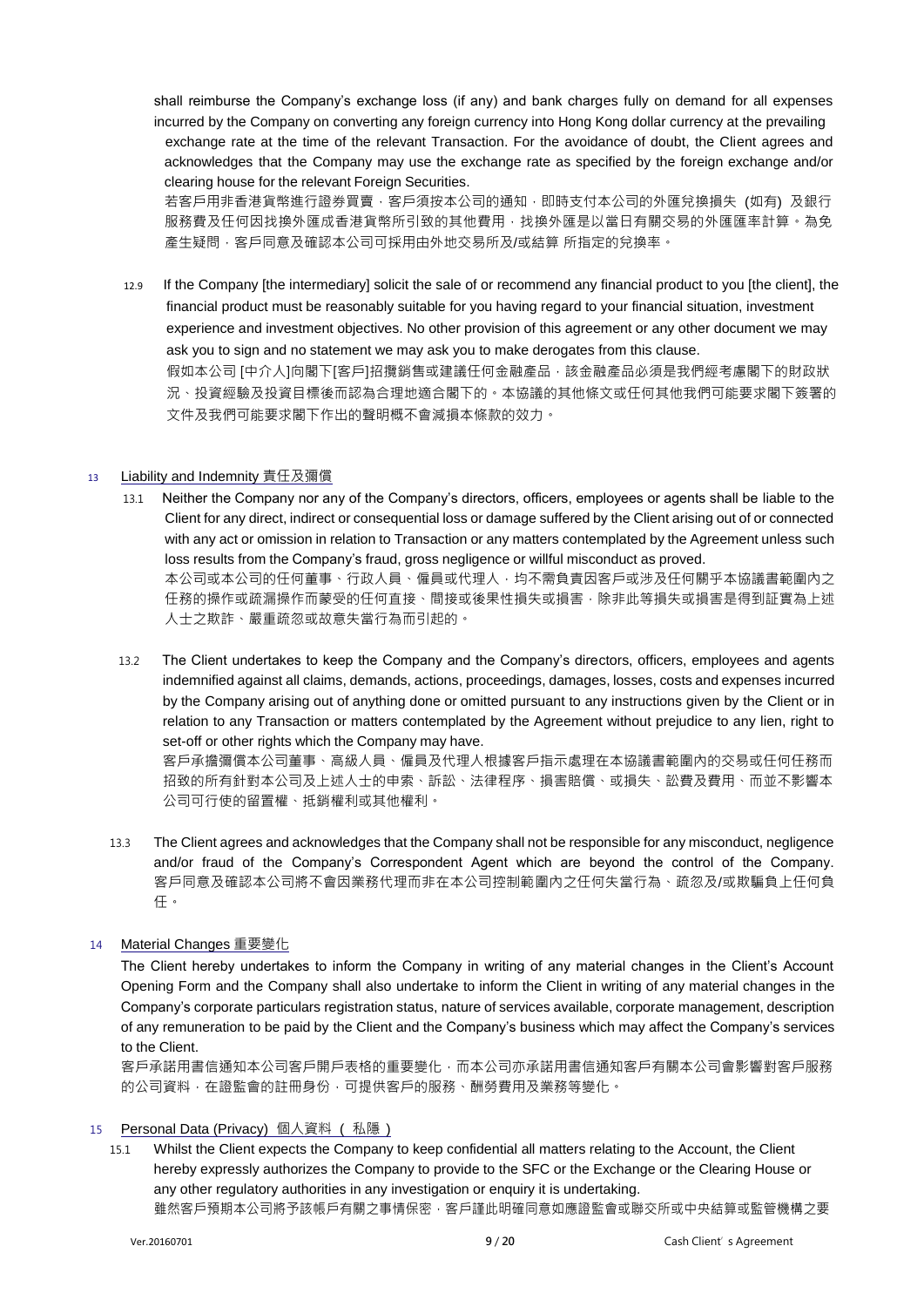shall reimburse the Company's exchange loss (if any) and bank charges fully on demand for all expenses incurred by the Company on converting any foreign currency into Hong Kong dollar currency at the prevailing exchange rate at the time of the relevant Transaction. For the avoidance of doubt, the Client agrees and acknowledges that the Company may use the exchange rate as specified by the foreign exchange and/or clearing house for the relevant Foreign Securities.

若客戶用非香港貨幣進行證券買賣，客戶須按本公司的通知，即時支付本公司的外匯兌換損失 (如有) 及銀行服務費及任何因找換外匯成香港貨幣所引致的其他費用，找換外匯是以當日有關交易的外匯匯率計算。為免產生疑問，客戶同意及確認本公司可採用由外地交易所及/或結算 所指定的兌換率。

12.9 If the Company [the intermediary] solicit the sale of or recommend any financial product to you [the client], the financial product must be reasonably suitable for you having regard to your financial situation, investment experience and investment objectives. No other provision of this agreement or any other document we may ask you to sign and no statement we may ask you to make derogates from this clause.

假如本公司 [中介人]向閣下[客戶]招攬銷售或建議任何金融產品，該金融產品必須是我們經考慮閣下的財政狀況、投資經驗及投資目標後而認為合理地適合閣下的。本協議的其他條文或任何其他我們可能要求閣下簽署的文件及我們可能要求閣下作出的聲明概不會減損本條款的效力。

## 13 Liability and Indemnity 責任及彌償

13.1 Neither the Company nor any of the Company's directors, officers, employees or agents shall be liable to the Client for any direct, indirect or consequential loss or damage suffered by the Client arising out of or connected with any act or omission in relation to Transaction or any matters contemplated by the Agreement unless such loss results from the Company's fraud, gross negligence or willful misconduct as proved.

本公司或本公司的任何董事、行政人員、僱員或代理人，均不需負責因客戶或涉及任何關乎本協議書範圍內之任務的操作或疏漏操作而蒙受的任何直接、間接或後果性損失或損害，除非此等損失或損害是得到証實為上述人士之欺詐、嚴重疏忽或故意失當行為而引起的。

13.2 The Client undertakes to keep the Company and the Company's directors, officers, employees and agents indemnified against all claims, demands, actions, proceedings, damages, losses, costs and expenses incurred by the Company arising out of anything done or omitted pursuant to any instructions given by the Client or in relation to any Transaction or matters contemplated by the Agreement without prejudice to any lien, right to set-off or other rights which the Company may have.

客戶承擔彌償本公司董事、高級人員、僱員及代理人根據客戶指示處理在本協議書範圍內的交易或任何任務而招致的所有針對本公司及上述人士的申索、訴訟、法律程序、損害賠償、或損失、訟費及費用、而並不影響本公司可行使的留置權、抵銷權利或其他權利。

13.3 The Client agrees and acknowledges that the Company shall not be responsible for any misconduct, negligence and/or fraud of the Company's Correspondent Agent which are beyond the control of the Company.

客戶同意及確認本公司將不會因業務代理而非在本公司控制範圍內之任何失當行為、疏忽及/或欺騙負上任何負任。

## 14 Material Changes 重要變化

The Client hereby undertakes to inform the Company in writing of any material changes in the Client's Account Opening Form and the Company shall also undertake to inform the Client in writing of any material changes in the Company's corporate particulars registration status, nature of services available, corporate management, description of any remuneration to be paid by the Client and the Company's business which may affect the Company's services to the Client.

客戶承諾用書信通知本公司客戶開戶表格的重要變化，而本公司亦承諾用書信通知客戶有關本公司會影響對客戶服務的公司資料，在證監會的註冊身份，可提供客戶的服務、酬勞費用及業務等變化。

## 15 Personal Data (Privacy) 個人資料 ( 私隱 )

15.1 Whilst the Client expects the Company to keep confidential all matters relating to the Account, the Client hereby expressly authorizes the Company to provide to the SFC or the Exchange or the Clearing House or any other regulatory authorities in any investigation or enquiry it is undertaking.

雖然客戶預期本公司將予該帳戶有關之事情保密，客戶謹此明確同意如應證監會或聯交所或中央結算或監管機構之要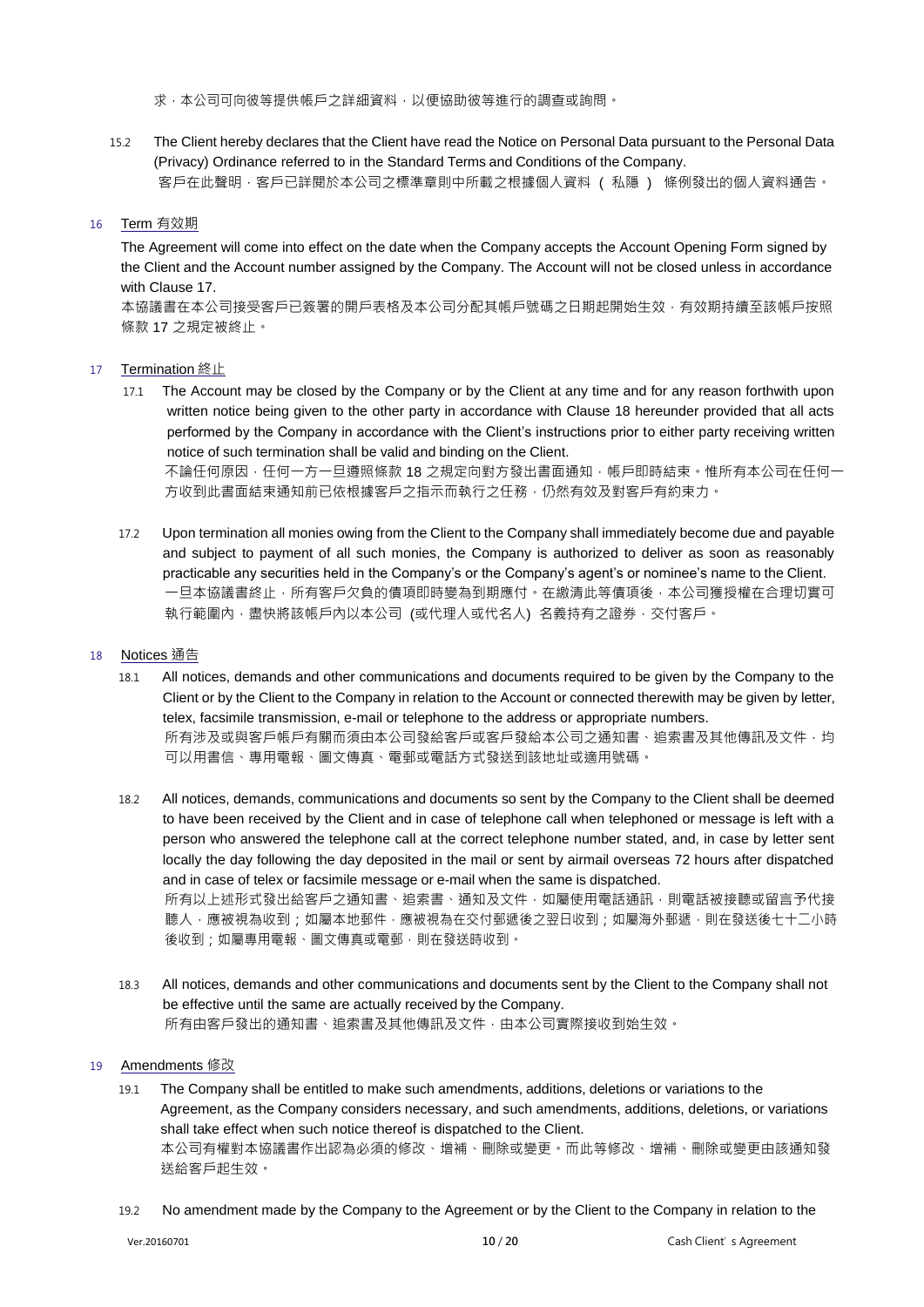求，本公司可向彼等提供帳戶之詳細資料，以便協助彼等進行的調查或詢問。

15.2 The Client hereby declares that the Client have read the Notice on Personal Data pursuant to the Personal Data (Privacy) Ordinance referred to in the Standard Terms and Conditions of the Company.
客戶在此聲明，客戶已詳閱於本公司之標準章則中所載之根據個人資料 ( 私隱 ) 條例發出的個人資料通告。

## 16 Term 有效期

The Agreement will come into effect on the date when the Company accepts the Account Opening Form signed by the Client and the Account number assigned by the Company. The Account will not be closed unless in accordance with Clause 17.
本協議書在本公司接受客戶已簽署的開戶表格及本公司分配其帳戶號碼之日期起開始生效，有效期持續至該帳戶按照條款 17 之規定被終止。

## 17 Termination 終止

17.1 The Account may be closed by the Company or by the Client at any time and for any reason forthwith upon written notice being given to the other party in accordance with Clause 18 hereunder provided that all acts performed by the Company in accordance with the Client's instructions prior to either party receiving written notice of such termination shall be valid and binding on the Client.
不論任何原因，任何一方一旦遵照條款 18 之規定向對方發出書面通知，帳戶即時結束。惟所有本公司在任何一方收到此書面結束通知前已依根據客戶之指示而執行之任務，仍然有效及對客戶有約束力。

17.2 Upon termination all monies owing from the Client to the Company shall immediately become due and payable and subject to payment of all such monies, the Company is authorized to deliver as soon as reasonably practicable any securities held in the Company's or the Company's agent's or nominee's name to the Client.
一旦本協議書終止，所有客戶欠負的債項即時變為到期應付。在繳清此等債項後，本公司獲授權在合理切實可執行範圍內，盡快將該帳戶內以本公司 (或代理人或代名人) 名義持有之證券，交付客戶。

## 18 Notices 通告

18.1 All notices, demands and other communications and documents required to be given by the Company to the Client or by the Client to the Company in relation to the Account or connected therewith may be given by letter, telex, facsimile transmission, e-mail or telephone to the address or appropriate numbers.
所有涉及或與客戶帳戶有關而須由本公司發給客戶或客戶發給本公司之通知書、追索書及其他傳訊及文件，均可以用書信、專用電報、圖文傳真、電郵或電話方式發送到該地址或適用號碼。

18.2 All notices, demands, communications and documents so sent by the Company to the Client shall be deemed to have been received by the Client and in case of telephone call when telephoned or message is left with a person who answered the telephone call at the correct telephone number stated, and, in case by letter sent locally the day following the day deposited in the mail or sent by airmail overseas 72 hours after dispatched and in case of telex or facsimile message or e-mail when the same is dispatched.
所有以上述形式發出給客戶之通知書、追索書、通知及文件，如屬使用電話通訊，則電話被接聽或留言予代接聽人，應被視為收到；如屬本地郵件，應被視為在交付郵遞後之翌日收到；如屬海外郵遞，則在發送後七十二小時後收到；如屬專用電報、圖文傳真或電郵，則在發送時收到。

18.3 All notices, demands and other communications and documents sent by the Client to the Company shall not be effective until the same are actually received by the Company.
所有由客戶發出的通知書、追索書及其他傳訊及文件，由本公司實際接收到始生效。

## 19 Amendments 修改

19.1 The Company shall be entitled to make such amendments, additions, deletions or variations to the Agreement, as the Company considers necessary, and such amendments, additions, deletions, or variations shall take effect when such notice thereof is dispatched to the Client.
本公司有權對本協議書作出認為必須的修改、增補、刪除或變更。而此等修改、增補、刪除或變更由該通知發送給客戶起生效。

19.2 No amendment made by the Company to the Agreement or by the Client to the Company in relation to the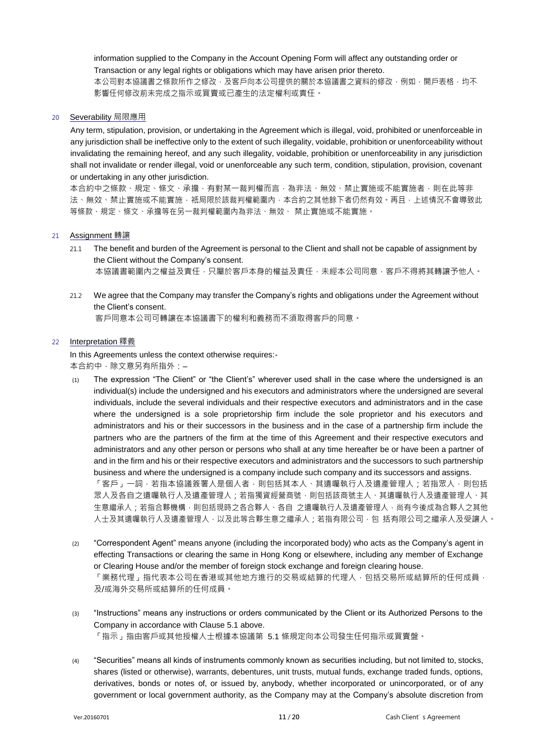information supplied to the Company in the Account Opening Form will affect any outstanding order or Transaction or any legal rights or obligations which may have arisen prior thereto.
本公司對本協議書之條款所作之修改，及客戶向本公司提供的關於本協議書之資料的修改，例如，開戶表格，均不影響任何修改前未完成之指示或買賣或已產生的法定權利或責任。

## 20 Severability 局限應用

Any term, stipulation, provision, or undertaking in the Agreement which is illegal, void, prohibited or unenforceable in any jurisdiction shall be ineffective only to the extent of such illegality, voidable, prohibition or unenforceability without invalidating the remaining hereof, and any such illegality, voidable, prohibition or unenforceability in any jurisdiction shall not invalidate or render illegal, void or unenforceable any such term, condition, stipulation, provision, covenant or undertaking in any other jurisdiction.
本合約中之條款、規定、條文、承擔，有對某一裁判權而言，為非法、無效、禁止實施或不能實施者，則在此等非法、無效、禁止實施或不能實施，祗局限於該裁判權範圍內，本合約之其他餘下者仍然有效。再且，上述情況不會導致此等條款、規定、條文、承擔等在另一裁判權範圍內為非法、無效、 禁止實施或不能實施。

## 21 Assignment 轉讓

21.1 The benefit and burden of the Agreement is personal to the Client and shall not be capable of assignment by the Client without the Company's consent.
本協議書範圍內之權益及責任，只屬於客戶本身的權益及責任，未經本公司同意，客戶不得將其轉讓予他人。

21.2 We agree that the Company may transfer the Company's rights and obligations under the Agreement without the Client's consent.
客戶同意本公司可轉讓在本協議書下的權利和義務而不須取得客戶的同意。

## 22 Interpretation 釋義

In this Agreements unless the context otherwise requires:-
本合約中，除文意另有所指外：–

(1) The expression "The Client" or "the Client's" wherever used shall in the case where the undersigned is an individual(s) include the undersigned and his executors and administrators where the undersigned are several individuals, include the several individuals and their respective executors and administrators and in the case where the undersigned is a sole proprietorship firm include the sole proprietor and his executors and administrators and his or their successors in the business and in the case of a partnership firm include the partners who are the partners of the firm at the time of this Agreement and their respective executors and administrators and any other person or persons who shall at any time hereafter be or have been a partner of and in the firm and his or their respective executors and administrators and the successors to such partnership business and where the undersigned is a company include such company and its successors and assigns.
「客戶」一詞，若指本協議簽署人是個人者，則包括其本人、其遺囑執行人及遺產管理人；若指眾人，則包括眾人及各自之遺囑執行人及遺產管理人；若指獨資經營商號，則包括該商號主人、其遺囑執行人及遺產管理人、其生意繼承人；若指合夥機構，則包括現時之各合夥人、各自 之遺囑執行人及遺產管理人，尚有今後成為合夥人之其他人士及其遺囑執行人及遺產管理人，以及此等合夥生意之繼承人；若指有限公司，包 括有限公司之繼承人及受讓人。

(2) "Correspondent Agent" means anyone (including the incorporated body) who acts as the Company's agent in effecting Transactions or clearing the same in Hong Kong or elsewhere, including any member of Exchange or Clearing House and/or the member of foreign stock exchange and foreign clearing house.
「業務代理」指代表本公司在香港或其他地方進行的交易或結算的代理人，包括交易所或結算所的任何成員，及/或海外交易所或結算所的任何成員。

(3) "Instructions" means any instructions or orders communicated by the Client or its Authorized Persons to the Company in accordance with Clause 5.1 above.
「指示」指由客戶或其他授權人士根據本協議第 5.1 條規定向本公司發生任何指示或買賣盤。

(4) "Securities" means all kinds of instruments commonly known as securities including, but not limited to, stocks, shares (listed or otherwise), warrants, debentures, unit trusts, mutual funds, exchange traded funds, options, derivatives, bonds or notes of, or issued by, anybody, whether incorporated or unincorporated, or of any government or local government authority, as the Company may at the Company's absolute discretion from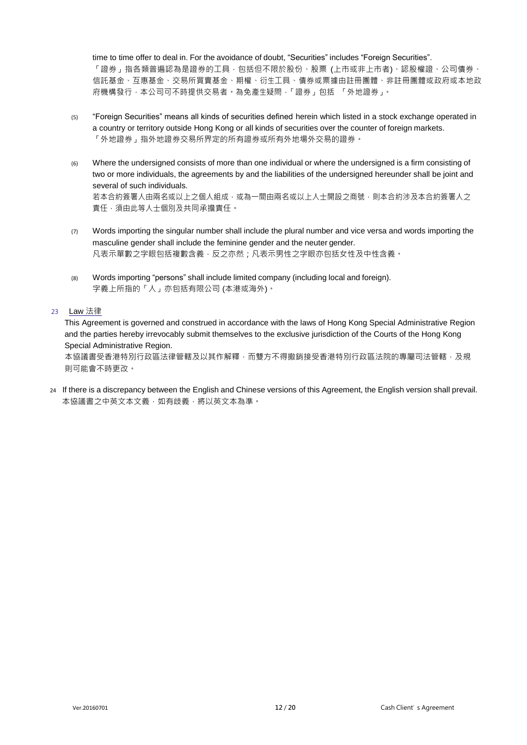time to time offer to deal in. For the avoidance of doubt, "Securities" includes "Foreign Securities".
「證券」指各類普遍認為是證券的工具，包括但不限於股份、股票 (上市或非上市者)、認股權證、公司債券、信託基金、互惠基金、交易所買賣基金、期權、衍生工具、債券或票據由註冊團體、非註冊團體或政府或本地政府機構發行，本公司可不時提供交易者。為免產生疑問，「證券」包括 「外地證券」。

(5) "Foreign Securities" means all kinds of securities defined herein which listed in a stock exchange operated in a country or territory outside Hong Kong or all kinds of securities over the counter of foreign markets.
「外地證券」指外地證券交易所界定的所有證券或所有外地場外交易的證券。

(6) Where the undersigned consists of more than one individual or where the undersigned is a firm consisting of two or more individuals, the agreements by and the liabilities of the undersigned hereunder shall be joint and several of such individuals.
若本合約簽署人由兩名或以上之個人組成，或為一間由兩名或以上人士開設之商號，則本合約涉及本合約簽署人之責任，須由此等人士個別及共同承擔責任。

(7) Words importing the singular number shall include the plural number and vice versa and words importing the masculine gender shall include the feminine gender and the neuter gender.
凡表示單數之字眼包括複數含義，反之亦然；凡表示男性之字眼亦包括女性及中性含義。

(8) Words importing "persons" shall include limited company (including local and foreign).
字義上所指的「人」亦包括有限公司 (本港或海外)。

23 <u>Law 法律</u>

This Agreement is governed and construed in accordance with the laws of Hong Kong Special Administrative Region and the parties hereby irrevocably submit themselves to the exclusive jurisdiction of the Courts of the Hong Kong Special Administrative Region.
本協議書受香港特別行政區法律管轄及以其作解釋，而雙方不得撤銷接受香港特別行政區法院的專屬司法管轄，及規則可能會不時更改。

24 If there is a discrepancy between the English and Chinese versions of this Agreement, the English version shall prevail.
本協議書之中英文本文義，如有歧義，將以英文本為準。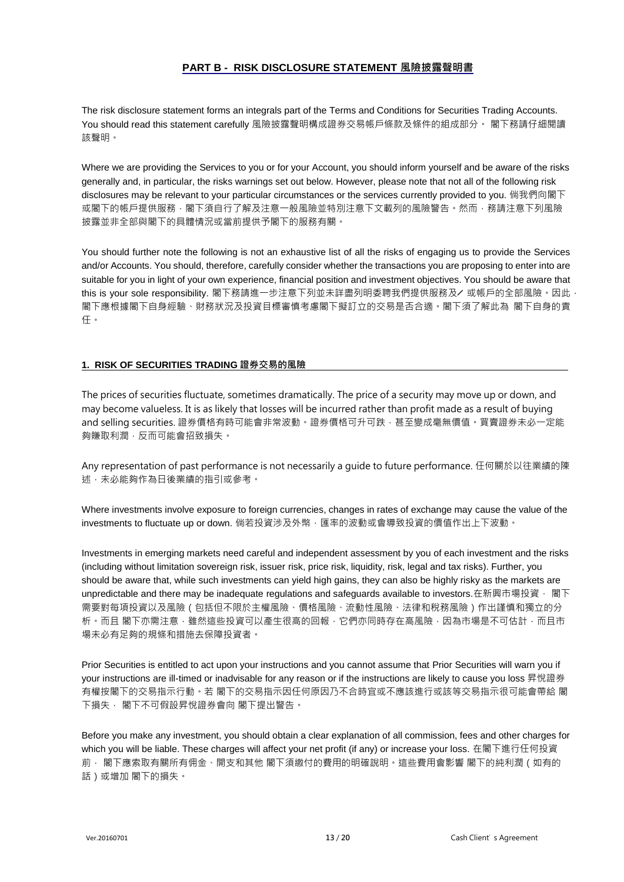## PART B - RISK DISCLOSURE STATEMENT 風險披露聲明書

The risk disclosure statement forms an integrals part of the Terms and Conditions for Securities Trading Accounts. You should read this statement carefully 風險披露聲明構成證券交易帳戶條款及條件的組成部分。 閣下務請仔細閱讀該聲明。

Where we are providing the Services to you or for your Account, you should inform yourself and be aware of the risks generally and, in particular, the risks warnings set out below. However, please note that not all of the following risk disclosures may be relevant to your particular circumstances or the services currently provided to you. 倘我們向閣下或閣下的帳戶提供服務，閣下須自行了解及注意一般風險並特別注意下文載列的風險警告。然而，務請注意下列風險披露並非全部與閣下的具體情況或當前提供予閣下的服務有關。

You should further note the following is not an exhaustive list of all the risks of engaging us to provide the Services and/or Accounts. You should, therefore, carefully consider whether the transactions you are proposing to enter into are suitable for you in light of your own experience, financial position and investment objectives. You should be aware that this is your sole responsibility. 閣下務請進一步注意下列並未詳盡列明委聘我們提供服務及／或帳戶的全部風險。因此，閣下應根據閣下自身經驗、財務狀況及投資目標審慎考慮閣下擬訂立的交易是否合適。閣下須了解此為 閣下自身的責任。

### 1. RISK OF SECURITIES TRADING 證券交易的風險

The prices of securities fluctuate, sometimes dramatically. The price of a security may move up or down, and may become valueless. It is as likely that losses will be incurred rather than profit made as a result of buying and selling securities. 證券價格有時可能會非常波動。證券價格可升可跌，甚至變成毫無價值。買賣證券未必一定能夠賺取利潤，反而可能會招致損失。

Any representation of past performance is not necessarily a guide to future performance. 任何關於以往業績的陳述，未必能夠作為日後業績的指引或參考。

Where investments involve exposure to foreign currencies, changes in rates of exchange may cause the value of the investments to fluctuate up or down. 倘若投資涉及外幣，匯率的波動或會導致投資的價值作出上下波動。

Investments in emerging markets need careful and independent assessment by you of each investment and the risks (including without limitation sovereign risk, issuer risk, price risk, liquidity, risk, legal and tax risks). Further, you should be aware that, while such investments can yield high gains, they can also be highly risky as the markets are unpredictable and there may be inadequate regulations and safeguards available to investors.在新興市場投資， 閣下需要對每項投資以及風險（包括但不限於主權風險、價格風險、流動性風險、法律和稅務風險）作出謹慎和獨立的分析。而且 閣下亦需注意，雖然這些投資可以產生很高的回報，它們亦同時存在高風險，因為市場是不可估計，而且市場未必有足夠的規條和措施去保障投資者。

Prior Securities is entitled to act upon your instructions and you cannot assume that Prior Securities will warn you if your instructions are ill-timed or inadvisable for any reason or if the instructions are likely to cause you loss 昇悅證券有權按閣下的交易指示行動。若 閣下的交易指示因任何原因乃不合時宜或不應該進行或該等交易指示很可能會帶給 閣下損失， 閣下不可假設昇悅證券會向 閣下提出警告。

Before you make any investment, you should obtain a clear explanation of all commission, fees and other charges for which you will be liable. These charges will affect your net profit (if any) or increase your loss. 在閣下進行任何投資前， 閣下應索取有關所有佣金、開支和其他 閣下須繳付的費用的明確說明。這些費用會影響 閣下的純利潤（如有的話）或增加 閣下的損失。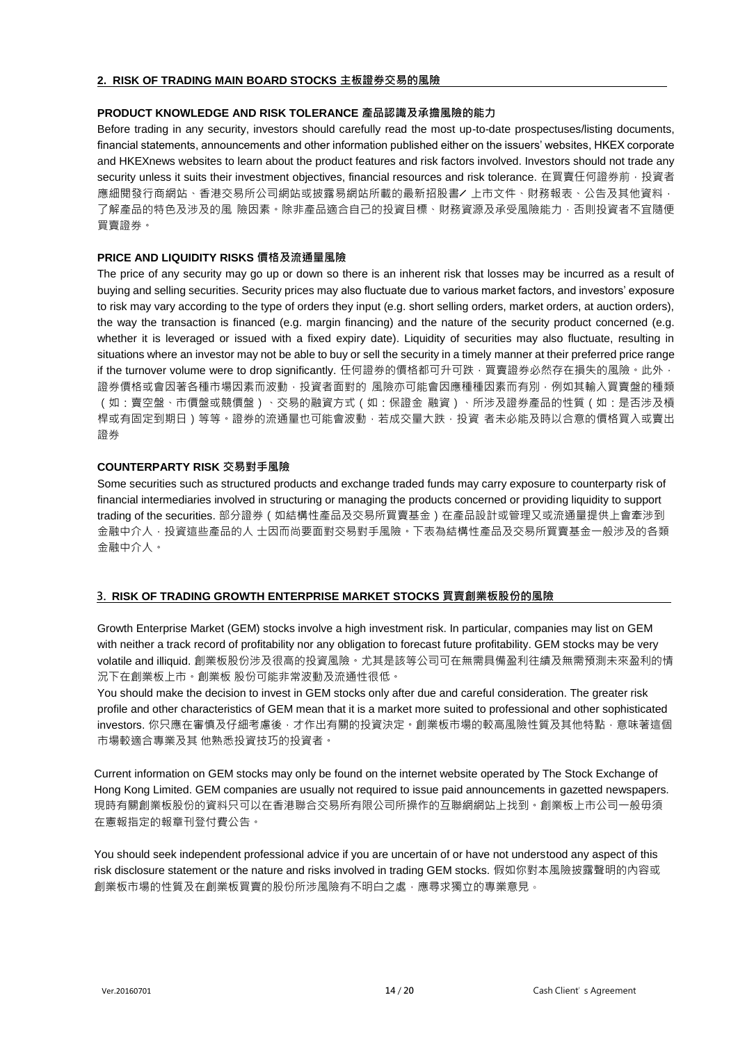## 2. RISK OF TRADING MAIN BOARD STOCKS 主板證券交易的風險

### PRODUCT KNOWLEDGE AND RISK TOLERANCE 產品認識及承擔風險的能力

Before trading in any security, investors should carefully read the most up-to-date prospectuses/listing documents, financial statements, announcements and other information published either on the issuers' websites, HKEX corporate and HKEXnews websites to learn about the product features and risk factors involved. Investors should not trade any security unless it suits their investment objectives, financial resources and risk tolerance. 在買賣任何證券前，投資者應細閱發行商網站、香港交易所公司網站或披露易網站所載的最新招股書／上市文件、財務報表、公告及其他資料，了解產品的特色及涉及的風 險因素。除非產品適合自己的投資目標、財務資源及承受風險能力，否則投資者不宜隨便買賣證券。

### PRICE AND LIQUIDITY RISKS 價格及流通量風險

The price of any security may go up or down so there is an inherent risk that losses may be incurred as a result of buying and selling securities. Security prices may also fluctuate due to various market factors, and investors' exposure to risk may vary according to the type of orders they input (e.g. short selling orders, market orders, at auction orders), the way the transaction is financed (e.g. margin financing) and the nature of the security product concerned (e.g. whether it is leveraged or issued with a fixed expiry date). Liquidity of securities may also fluctuate, resulting in situations where an investor may not be able to buy or sell the security in a timely manner at their preferred price range if the turnover volume were to drop significantly. 任何證券的價格都可升可跌，買賣證券必然存在損失的風險。此外，證券價格或會因著各種市場因素而波動，投資者面對的 風險亦可能會因應種種因素而有別，例如其輸入買賣盤的種類（如：賣空盤、市價盤或競價盤）、交易的融資方式（如：保證金 融資）、所涉及證券產品的性質（如：是否涉及槓桿或有固定到期日）等等。證券的流通量也可能會波動，若成交量大跌，投資 者未必能及時以合意的價格買入或賣出證券

### COUNTERPARTY RISK 交易對手風險

Some securities such as structured products and exchange traded funds may carry exposure to counterparty risk of financial intermediaries involved in structuring or managing the products concerned or providing liquidity to support trading of the securities. 部分證券（如結構性產品及交易所買賣基金）在產品設計或管理又或流通量提供上會牽涉到金融中介人，投資這些產品的人 士因而尚要面對交易對手風險。下表為結構性產品及交易所買賣基金一般涉及的各類金融中介人。

## 3. RISK OF TRADING GROWTH ENTERPRISE MARKET STOCKS 買賣創業板股份的風險

Growth Enterprise Market (GEM) stocks involve a high investment risk. In particular, companies may list on GEM with neither a track record of profitability nor any obligation to forecast future profitability. GEM stocks may be very volatile and illiquid. 創業板股份涉及很高的投資風險。尤其是該等公司可在無需具備盈利往績及無需預測未來盈利的情況下在創業板上市。創業板 股份可能非常波動及流通性很低。

You should make the decision to invest in GEM stocks only after due and careful consideration. The greater risk profile and other characteristics of GEM mean that it is a market more suited to professional and other sophisticated investors. 你只應在審慎及仔細考慮後，才作出有關的投資決定。創業板市場的較高風險性質及其他特點，意味著這個市場較適合專業及其 他熟悉投資技巧的投資者。

Current information on GEM stocks may only be found on the internet website operated by The Stock Exchange of Hong Kong Limited. GEM companies are usually not required to issue paid announcements in gazetted newspapers. 現時有關創業板股份的資料只可以在香港聯合交易所有限公司所操作的互聯網網站上找到。創業板上市公司一般毋須在憲報指定的報章刊登付費公告。

You should seek independent professional advice if you are uncertain of or have not understood any aspect of this risk disclosure statement or the nature and risks involved in trading GEM stocks. 假如你對本風險披露聲明的內容或創業板市場的性質及在創業板買賣的股份所涉風險有不明白之處，應尋求獨立的專業意見。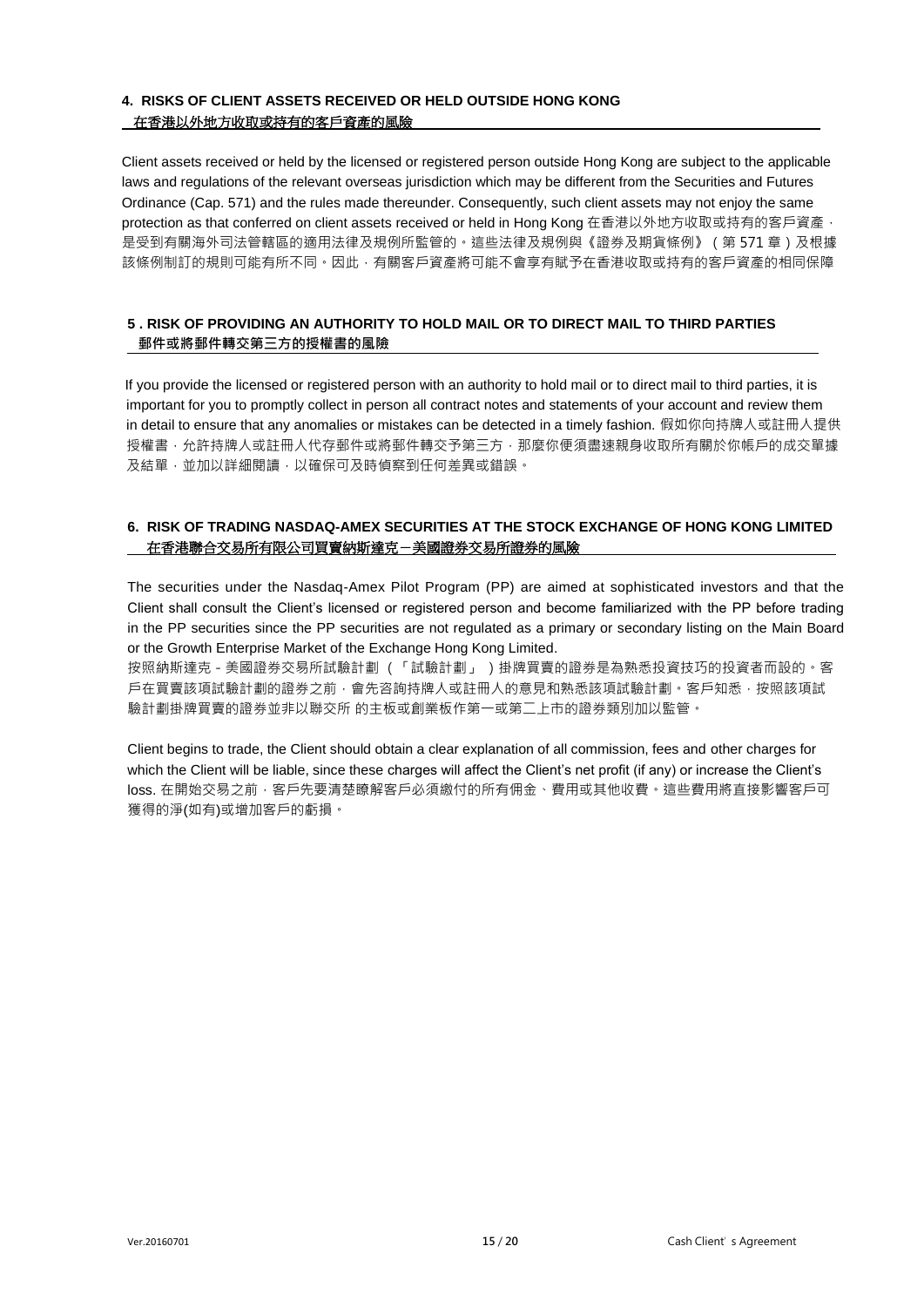## 4. RISKS OF CLIENT ASSETS RECEIVED OR HELD OUTSIDE HONG KONG

## 在香港以外地方收取或持有的客戶資產的風險

Client assets received or held by the licensed or registered person outside Hong Kong are subject to the applicable laws and regulations of the relevant overseas jurisdiction which may be different from the Securities and Futures Ordinance (Cap. 571) and the rules made thereunder. Consequently, such client assets may not enjoy the same protection as that conferred on client assets received or held in Hong Kong 在香港以外地方收取或持有的客戶資產，是受到有關海外司法管轄區的適用法律及規例所監管的。這些法律及規例與《證券及期貨條例》（第 571 章）及根據該條例制訂的規則可能有所不同。因此，有關客戶資產將可能不會享有賦予在香港收取或持有的客戶資產的相同保障

## 5 . RISK OF PROVIDING AN AUTHORITY TO HOLD MAIL OR TO DIRECT MAIL TO THIRD PARTIES

## 郵件或將郵件轉交第三方的授權書的風險

If you provide the licensed or registered person with an authority to hold mail or to direct mail to third parties, it is important for you to promptly collect in person all contract notes and statements of your account and review them in detail to ensure that any anomalies or mistakes can be detected in a timely fashion. 假如你向持牌人或註冊人提供授權書，允許持牌人或註冊人代存郵件或將郵件轉交予第三方，那麼你便須盡速親身收取所有關於你帳戶的成交單據及結單，並加以詳細閱讀，以確保可及時偵察到任何差異或錯誤。

## 6. RISK OF TRADING NASDAQ-AMEX SECURITIES AT THE STOCK EXCHANGE OF HONG KONG LIMITED

## 在香港聯合交易所有限公司買賣納斯達克－美國證券交易所證券的風險

The securities under the Nasdaq-Amex Pilot Program (PP) are aimed at sophisticated investors and that the Client shall consult the Client's licensed or registered person and become familiarized with the PP before trading in the PP securities since the PP securities are not regulated as a primary or secondary listing on the Main Board or the Growth Enterprise Market of the Exchange Hong Kong Limited.

按照納斯達克 - 美國證券交易所試驗計劃（「試驗計劃」）掛牌買賣的證券是為熟悉投資技巧的投資者而設的。客戶在買賣該項試驗計劃的證券之前，會先咨詢持牌人或註冊人的意見和熟悉該項試驗計劃。客戶知悉，按照該項試驗計劃掛牌買賣的證券並非以聯交所 的主板或創業板作第一或第二上市的證券類別加以監管。

Client begins to trade, the Client should obtain a clear explanation of all commission, fees and other charges for which the Client will be liable, since these charges will affect the Client's net profit (if any) or increase the Client's loss. 在開始交易之前，客戶先要清楚瞭解客戶必須繳付的所有佣金、費用或其他收費。這些費用將直接影響客戶可獲得的淨(如有)或增加客戶的虧損。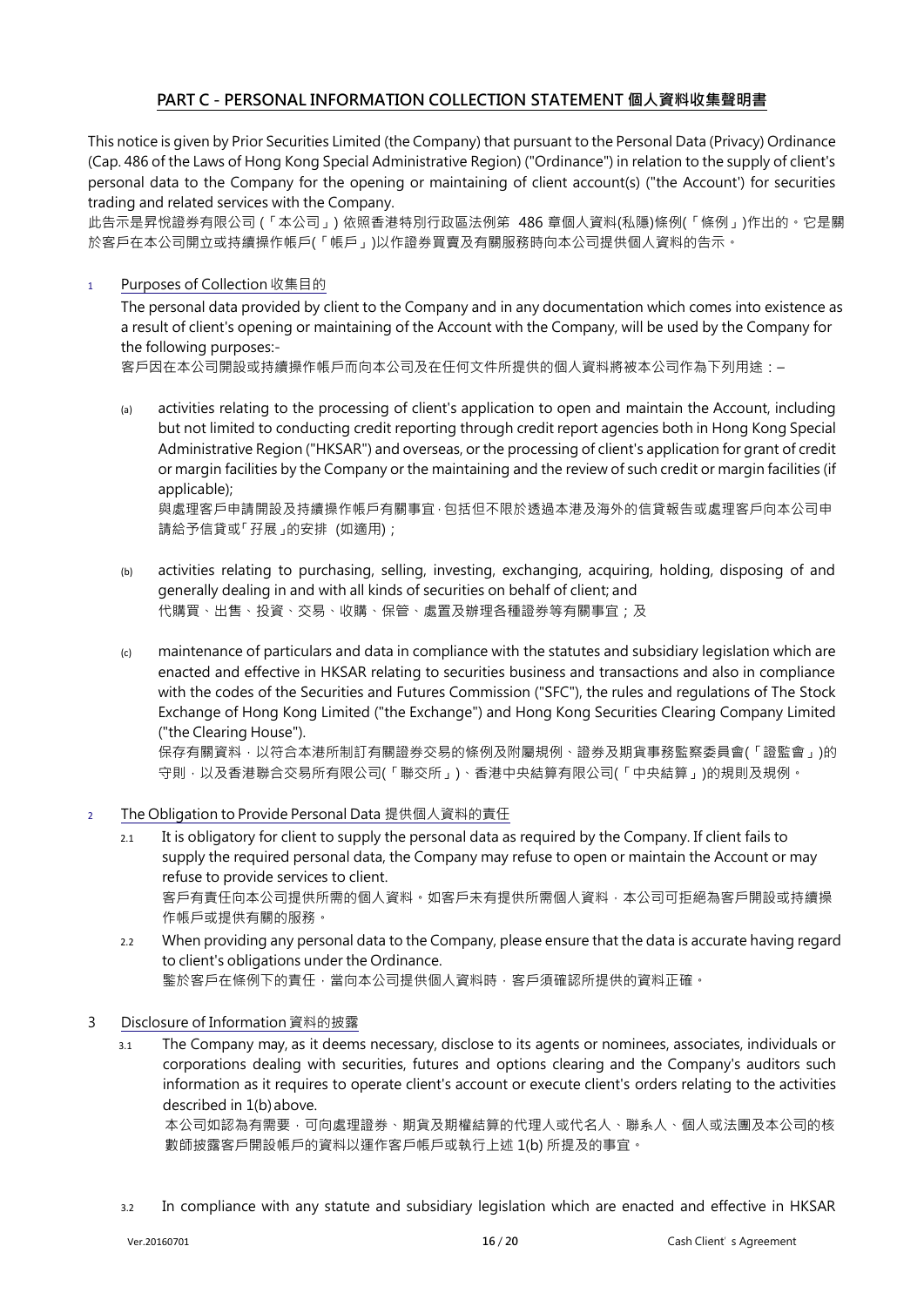## PART C - PERSONAL INFORMATION COLLECTION STATEMENT 個人資料收集聲明書

This notice is given by Prior Securities Limited (the Company) that pursuant to the Personal Data (Privacy) Ordinance (Cap. 486 of the Laws of Hong Kong Special Administrative Region) ("Ordinance") in relation to the supply of client's personal data to the Company for the opening or maintaining of client account(s) ("the Account') for securities trading and related services with the Company.
此告示是昇悅證券有限公司 (「本公司」) 依照香港特別行政區法例第 486 章個人資料(私隱)條例(「條例」)作出的。它是關於客戶在本公司開立或持續操作帳戶(「帳戶」)以作證券買賣及有關服務時向本公司提供個人資料的告示。

1 Purposes of Collection 收集目的

The personal data provided by client to the Company and in any documentation which comes into existence as a result of client's opening or maintaining of the Account with the Company, will be used by the Company for the following purposes:-
客戶因在本公司開設或持續操作帳戶而向本公司及在任何文件所提供的個人資料將被本公司作為下列用途：–

(a) activities relating to the processing of client's application to open and maintain the Account, including but not limited to conducting credit reporting through credit report agencies both in Hong Kong Special Administrative Region ("HKSAR") and overseas, or the processing of client's application for grant of credit or margin facilities by the Company or the maintaining and the review of such credit or margin facilities (if applicable);
與處理客戶申請開設及持續操作帳戶有關事宜，包括但不限於透過本港及海外的信貸報告或處理客戶向本公司申請給予信貸或「孖展」的安排 (如適用)；

(b) activities relating to purchasing, selling, investing, exchanging, acquiring, holding, disposing of and generally dealing in and with all kinds of securities on behalf of client; and
代購買、出售、投資、交易、收購、保管、處置及辦理各種證券等有關事宜；及

(c) maintenance of particulars and data in compliance with the statutes and subsidiary legislation which are enacted and effective in HKSAR relating to securities business and transactions and also in compliance with the codes of the Securities and Futures Commission ("SFC"), the rules and regulations of The Stock Exchange of Hong Kong Limited ("the Exchange") and Hong Kong Securities Clearing Company Limited ("the Clearing House").
保存有關資料，以符合本港所制訂有關證券交易的條例及附屬規例、證券及期貨事務監察委員會(「證監會」)的守則，以及香港聯合交易所有限公司(「聯交所」)、香港中央結算有限公司(「中央結算」)的規則及規例。

2 The Obligation to Provide Personal Data 提供個人資料的責任

2.1 It is obligatory for client to supply the personal data as required by the Company. If client fails to supply the required personal data, the Company may refuse to open or maintain the Account or may refuse to provide services to client.
客戶有責任向本公司提供所需的個人資料。如客戶未有提供所需個人資料，本公司可拒絕為客戶開設或持續操作帳戶或提供有關的服務。

2.2 When providing any personal data to the Company, please ensure that the data is accurate having regard to client's obligations under the Ordinance.
鑒於客戶在條例下的責任，當向本公司提供個人資料時，客戶須確認所提供的資料正確。

3 Disclosure of Information 資料的披露

3.1 The Company may, as it deems necessary, disclose to its agents or nominees, associates, individuals or corporations dealing with securities, futures and options clearing and the Company's auditors such information as it requires to operate client's account or execute client's orders relating to the activities described in 1(b) above.
本公司如認為有需要，可向處理證券、期貨及期權結算的代理人或代名人、聯系人、個人或法團及本公司的核數師披露客戶開設帳戶的資料以運作客戶帳戶或執行上述 1(b) 所提及的事宜。

3.2 In compliance with any statute and subsidiary legislation which are enacted and effective in HKSAR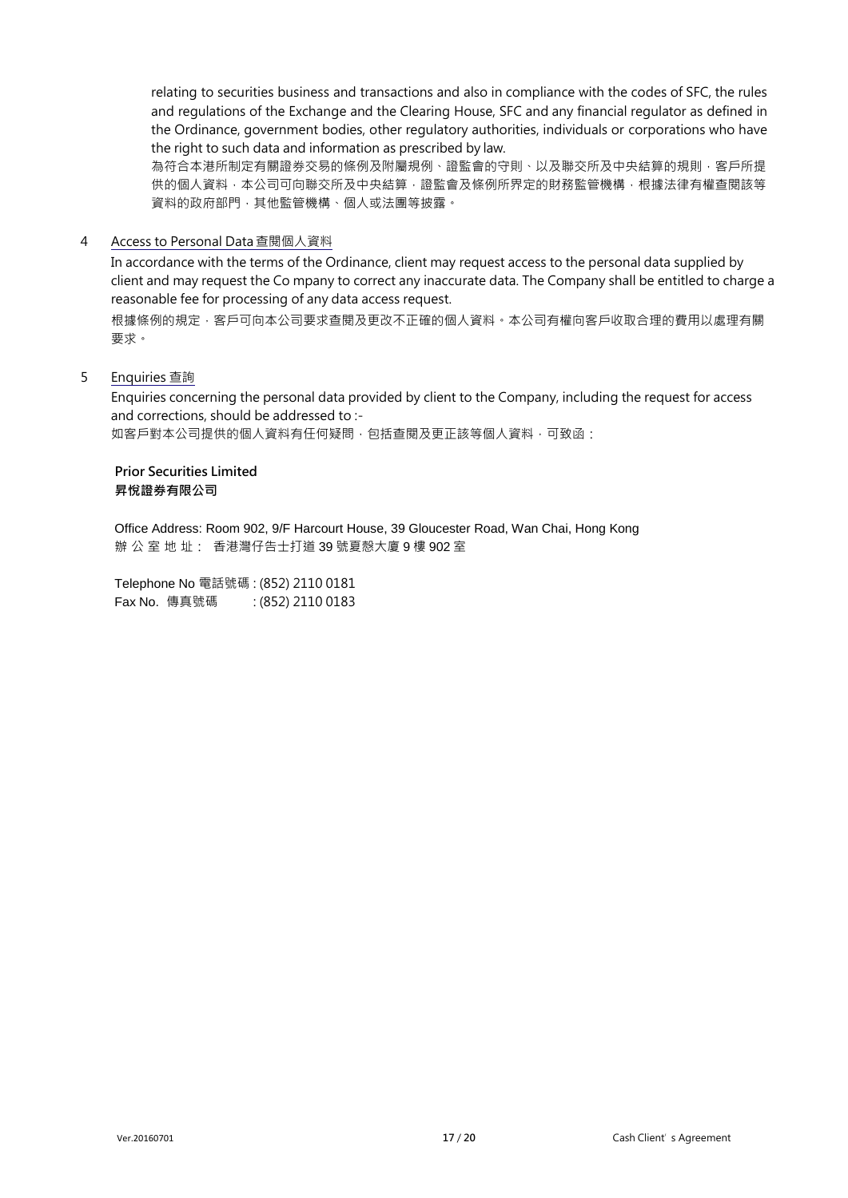relating to securities business and transactions and also in compliance with the codes of SFC, the rules and regulations of the Exchange and the Clearing House, SFC and any financial regulator as defined in the Ordinance, government bodies, other regulatory authorities, individuals or corporations who have the right to such data and information as prescribed by law.

為符合本港所制定有關證券交易的條例及附屬規例、證監會的守則、以及聯交所及中央結算的規則，客戶所提供的個人資料，本公司可向聯交所及中央結算，證監會及條例所界定的財務監管機構，根據法律有權查閱該等資料的政府部門，其他監管機構、個人或法團等披露。

4 Access to Personal Data 查閱個人資料

In accordance with the terms of the Ordinance, client may request access to the personal data supplied by client and may request the Co mpany to correct any inaccurate data. The Company shall be entitled to charge a reasonable fee for processing of any data access request.

根據條例的規定，客戶可向本公司要求查閱及更改不正確的個人資料。本公司有權向客戶收取合理的費用以處理有關要求。

5 Enquiries 查詢

Enquiries concerning the personal data provided by client to the Company, including the request for access and corrections, should be addressed to :-

如客戶對本公司提供的個人資料有任何疑問，包括查閱及更正該等個人資料，可致函：

**Prior Securities Limited**
**昇悅證券有限公司**

Office Address: Room 902, 9/F Harcourt House, 39 Gloucester Road, Wan Chai, Hong Kong
辦 公 室 地 址： 香港灣仔告士打道 39 號夏慤大廈 9 樓 902 室

Telephone No 電話號碼 : (852) 2110 0181
Fax No. 傳真號碼 : (852) 2110 0183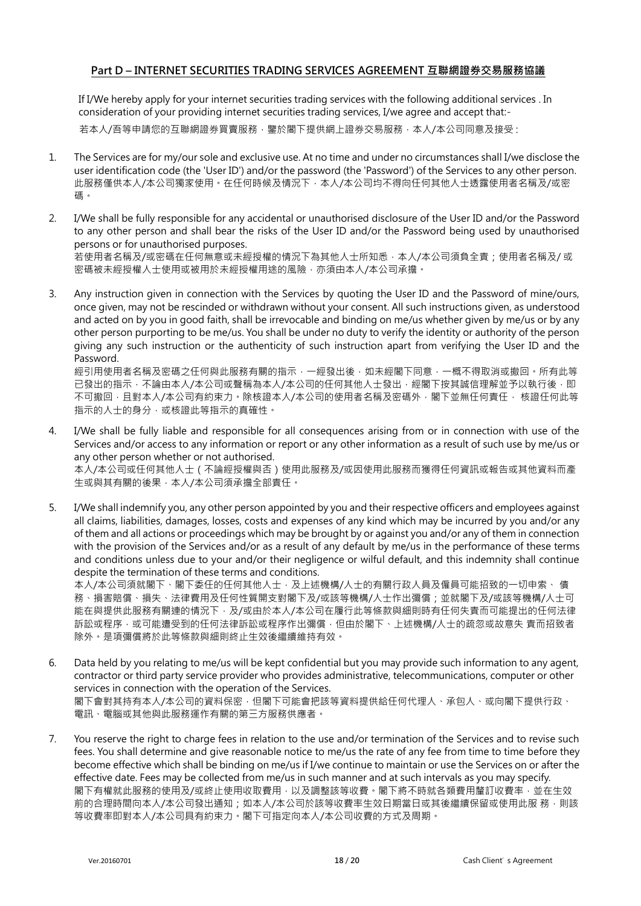## Part D – INTERNET SECURITIES TRADING SERVICES AGREEMENT 互聯網證券交易服務協議

If I/We hereby apply for your internet securities trading services with the following additional services . In consideration of your providing internet securities trading services, I/we agree and accept that:-

若本人/吾等申請您的互聯網證券買賣服務，鑒於閣下提供網上證券交易服務，本人/本公司同意及接受：

1. The Services are for my/our sole and exclusive use. At no time and under no circumstances shall I/we disclose the user identification code (the 'User ID') and/or the password (the 'Password') of the Services to any other person.
   此服務僅供本人/本公司獨家使用。在任何時候及情況下，本人/本公司均不得向任何其他人士透露使用者名稱及/或密碼。

2. I/We shall be fully responsible for any accidental or unauthorised disclosure of the User ID and/or the Password to any other person and shall bear the risks of the User ID and/or the Password being used by unauthorised persons or for unauthorised purposes.
   若使用者名稱及/或密碼在任何無意或未經授權的情況下為其他人士所知悉，本人/本公司須負全責；使用者名稱及/ 或密碼被未經授權人士使用或被用於未經授權用途的風險，亦須由本人/本公司承擔。

3. Any instruction given in connection with the Services by quoting the User ID and the Password of mine/ours, once given, may not be rescinded or withdrawn without your consent. All such instructions given, as understood and acted on by you in good faith, shall be irrevocable and binding on me/us whether given by me/us or by any other person purporting to be me/us. You shall be under no duty to verify the identity or authority of the person giving any such instruction or the authenticity of such instruction apart from verifying the User ID and the Password.
   經引用使用者名稱及密碼之任何與此服務有關的指示，一經發出後，如未經閣下同意，一概不得取消或撤回。所有此等已發出的指示，不論由本人/本公司或聲稱為本人/本公司的任何其他人士發出，經閣下按其誠信理解並予以執行後，即不可撤回，且對本人/本公司有約束力。除核證本人/本公司的使用者名稱及密碼外，閣下並無任何責任， 核證任何此等指示的人士的身分，或核證此等指示的真確性。

4. I/We shall be fully liable and responsible for all consequences arising from or in connection with use of the Services and/or access to any information or report or any other information as a result of such use by me/us or any other person whether or not authorised.
   本人/本公司或任何其他人士（不論經授權與否）使用此服務及/或因使用此服務而獲得任何資訊或報告或其他資料而產生或與其有關的後果，本人/本公司須承擔全部責任。

5. I/We shall indemnify you, any other person appointed by you and their respective officers and employees against all claims, liabilities, damages, losses, costs and expenses of any kind which may be incurred by you and/or any of them and all actions or proceedings which may be brought by or against you and/or any of them in connection with the provision of the Services and/or as a result of any default by me/us in the performance of these terms and conditions unless due to your and/or their negligence or wilful default, and this indemnity shall continue despite the termination of these terms and conditions.
   本人/本公司須就閣下、閣下委任的任何其他人士，及上述機構/人士的有關行政人員及僱員可能招致的一切申索、 債務、損害賠償、損失、法律費用及任何性質開支對閣下及/或該等機構/人士作出彌償；並就閣下及/或該等機構/人士可能在與提供此服務有關連的情況下，及/或由於本人/本公司在履行此等條款與細則時有任何失責而可能提出的任何法律訴訟或程序，或可能遭受到的任何法律訴訟或程序作出彌償，但由於閣下、上述機構/人士的疏忽或故意失 責而招致者除外。是項彌償將於此等條款與細則終止生效後繼續維持有效。

6. Data held by you relating to me/us will be kept confidential but you may provide such information to any agent, contractor or third party service provider who provides administrative, telecommunications, computer or other services in connection with the operation of the Services.
   閣下會對其持有本人/本公司的資料保密，但閣下可能會把該等資料提供給任何代理人、承包人、或向閣下提供行政、電訊、電腦或其他與此服務運作有關的第三方服務供應者。

7. You reserve the right to charge fees in relation to the use and/or termination of the Services and to revise such fees. You shall determine and give reasonable notice to me/us the rate of any fee from time to time before they become effective which shall be binding on me/us if I/we continue to maintain or use the Services on or after the effective date. Fees may be collected from me/us in such manner and at such intervals as you may specify.
   閣下有權就此服務的使用及/或終止使用收取費用，以及調整該等收費。閣下將不時就各類費用釐訂收費率，並在生效前的合理時間向本人/本公司發出通知；如本人/本公司於該等收費率生效日期當日或其後繼續保留或使用此服 務，則該等收費率即對本人/本公司具有約束力。閣下可指定向本人/本公司收費的方式及周期。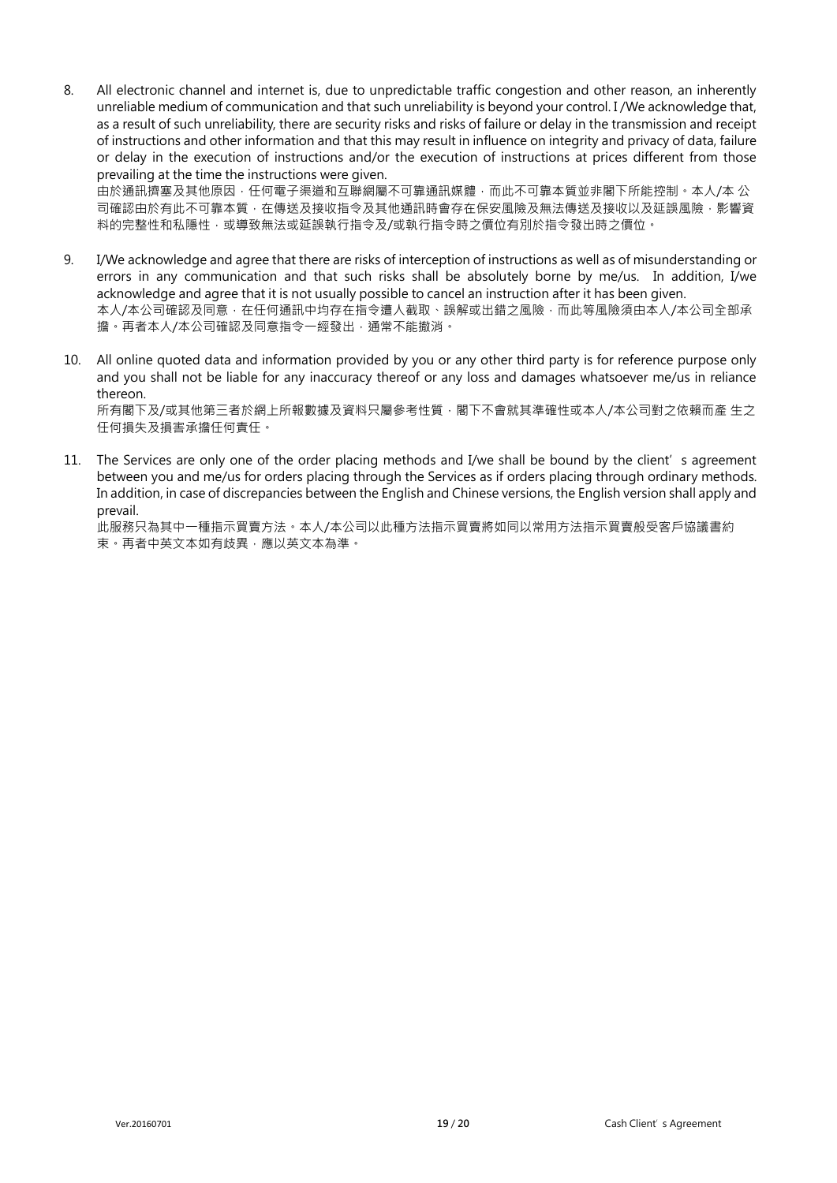8. All electronic channel and internet is, due to unpredictable traffic congestion and other reason, an inherently unreliable medium of communication and that such unreliability is beyond your control. I /We acknowledge that, as a result of such unreliability, there are security risks and risks of failure or delay in the transmission and receipt of instructions and other information and that this may result in influence on integrity and privacy of data, failure or delay in the execution of instructions and/or the execution of instructions at prices different from those prevailing at the time the instructions were given.
   由於通訊擠塞及其他原因，任何電子渠道和互聯網屬不可靠通訊媒體，而此不可靠本質並非閣下所能控制。本人/本 公司確認由於有此不可靠本質，在傳送及接收指令及其他通訊時會存在保安風險及無法傳送及接收以及延誤風險，影響資料的完整性和私隱性，或導致無法或延誤執行指令及/或執行指令時之價位有別於指令發出時之價位。

9. I/We acknowledge and agree that there are risks of interception of instructions as well as of misunderstanding or errors in any communication and that such risks shall be absolutely borne by me/us. In addition, I/we acknowledge and agree that it is not usually possible to cancel an instruction after it has been given.
   本人/本公司確認及同意，在任何通訊中均存在指令遭人截取、誤解或出錯之風險，而此等風險須由本人/本公司全部承擔。再者本人/本公司確認及同意指令一經發出，通常不能撤消。

10. All online quoted data and information provided by you or any other third party is for reference purpose only and you shall not be liable for any inaccuracy thereof or any loss and damages whatsoever me/us in reliance thereon.
    所有閣下及/或其他第三者於網上所報數據及資料只屬參考性質，閣下不會就其準確性或本人/本公司對之依賴而產 生之任何損失及損害承擔任何責任。

11. The Services are only one of the order placing methods and I/we shall be bound by the client' s agreement between you and me/us for orders placing through the Services as if orders placing through ordinary methods. In addition, in case of discrepancies between the English and Chinese versions, the English version shall apply and prevail.
    此服務只為其中一種指示買賣方法。本人/本公司以此種方法指示買賣將如同以常用方法指示買賣般受客戶協議書約束。再者中英文本如有歧異，應以英文本為準。